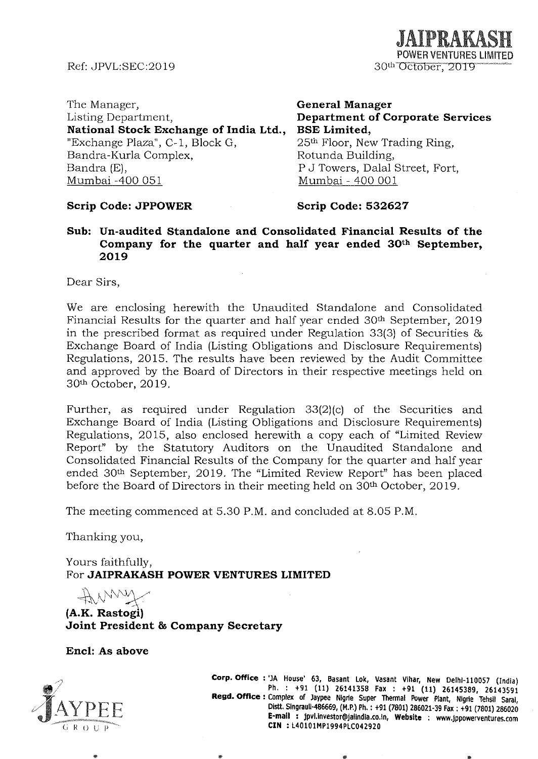**JAIPRAKASH**
POWER VENTURES LIMITED

Ref: JPVL:SEC:2019

30th October, 2019

The Manager,
Listing Department,
**National Stock Exchange of India Ltd.,**
"Exchange Plaza", C-1, Block G,
Bandra-Kurla Complex,
Bandra (E),
Mumbai -400 051

**General Manager**
**Department of Corporate Services**
**BSE Limited,**
25th Floor, New Trading Ring,
Rotunda Building,
P J Towers, Dalal Street, Fort,
Mumbai - 400 001

**Scrip Code: JPPOWER**

**Scrip Code: 532627**

**Sub: Un-audited Standalone and Consolidated Financial Results of the Company for the quarter and half year ended 30th September, 2019**

Dear Sirs,

We are enclosing herewith the Unaudited Standalone and Consolidated Financial Results for the quarter and half year ended 30th September, 2019 in the prescribed format as required under Regulation 33(3) of Securities & Exchange Board of India (Listing Obligations and Disclosure Requirements) Regulations, 2015. The results have been reviewed by the Audit Committee and approved by the Board of Directors in their respective meetings held on 30th October, 2019.

Further, as required under Regulation 33(2)(c) of the Securities and Exchange Board of India (Listing Obligations and Disclosure Requirements) Regulations, 2015, also enclosed herewith a copy each of "Limited Review Report" by the Statutory Auditors on the Unaudited Standalone and Consolidated Financial Results of the Company for the quarter and half year ended 30th September, 2019. The "Limited Review Report" has been placed before the Board of Directors in their meeting held on 30th October, 2019.

The meeting commenced at 5.30 P.M. and concluded at 8.05 P.M.

Thanking you,

Yours faithfully,
For **JAIPRAKASH POWER VENTURES LIMITED**

**(A.K. Rastogi)**
**Joint President & Company Secretary**

**Encl: As above**

JAYPEE GROUP

**Corp. Office :** 'JA House' 63, Basant Lok, Vasant Vihar, New Delhi-110057 (India) Ph. : +91 (11) 26141358 Fax : +91 (11) 26145389, 26143591
**Regd. Office :** Complex of Jaypee Nigrie Super Thermal Power Plant, Nigrie Tehsil Sarai, Distt. Singrauli-486669, (M.P.) Ph. : +91 (7801) 286021-39 Fax : +91 (7801) 286020
**E-mail :** jpvl.investor@jalindia.co.in, **Website :** www.jppowerventures.com
**CIN :** L40101MP1994PLC042920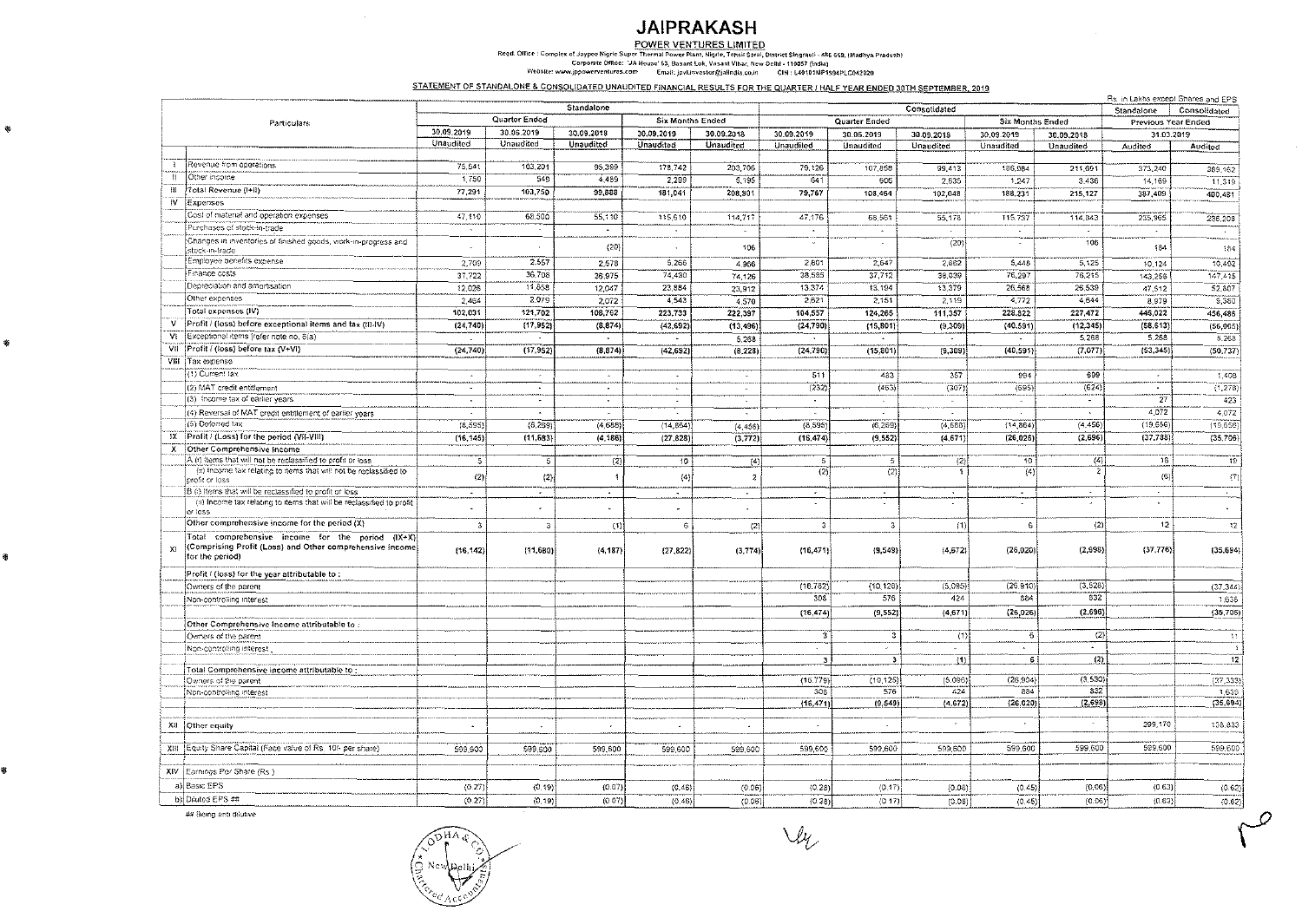# JAIPRAKASH

**POWER VENTURES LIMITED**

Regd. Office : Complex of Jaypee Nigrie Super Thermal Power Plant, Nigrie, Tehsil Sarai, District Singrauli - 486 669, (Madhya Pradesh)
Corporate Office: 'JA House' 63, Basant Lok, Vasant Vihar, New Delhi - 110057 (India)
Website: www.jppowerventures.com Email: jpvl.investor@jalindia.co.in CIN : L40101MP1994PLC042920

**STATEMENT OF STANDALONE & CONSOLIDATED UNAUDITED FINANCIAL RESULTS FOR THE QUARTER / HALF YEAR ENDED 30TH SEPTEMBER, 2019**

Rs. in Lakhs except Shares and EPS

| | Particulars | Standalone | | | | | Consolidated | | | | | Standalone | Consolidated |
|---|---|---|---|---|---|---|---|---|---|---|---|---|---|
| | | Quarter Ended | | | Six Months Ended | | Quarter Ended | | | Six Months Ended | | Previous Year Ended | |
| | | 30.09.2019 | 30.06.2019 | 30.09.2018 | 30.09.2019 | 30.09.2018 | 30.09.2019 | 30.06.2019 | 30.09.2018 | 30.09.2019 | 30.09.2018 | 31.03.2019 | |
| | | Unaudited | Unaudited | Unaudited | Unaudited | Unaudited | Unaudited | Unaudited | Unaudited | Unaudited | Unaudited | Audited | Audited |
| I | Revenue from operations | 75,541 | 103,201 | 95,399 | 178,742 | 203,706 | 79,126 | 107,858 | 99,413 | 186,984 | 211,891 | 373,240 | 389,162 |
| II | Other income | 1,750 | 549 | 4,489 | 2,299 | 5,195 | 641 | 606 | 2,635 | 1,247 | 3,436 | 14,169 | 11,319 |
| III | Total Revenue (I+II) | 77,291 | 103,750 | 99,888 | 181,041 | 208,901 | 79,767 | 108,464 | 102,048 | 188,231 | 215,127 | 387,409 | 400,481 |
| IV | Expenses | | | | | | | | | | | | |
| | Cost of material and operation expenses | 47,110 | 68,500 | 55,110 | 115,610 | 114,717 | 47,176 | 68,561 | 55,178 | 115,737 | 114,843 | 235,965 | 236,208 |
| | Purchases of stock-in-trade | - | - | - | - | - | - | - | - | - | - | - | - |
| | Changes in inventories of finished goods, work-in-progress and stock-in-trade | - | - | (20) | - | 106 | - | - | (20) | - | 106 | 184 | 184 |
| | Employee benefits expense | 2,709 | 2,557 | 2,578 | 5,266 | 4,966 | 2,801 | 2,647 | 2,662 | 5,448 | 5,125 | 10,124 | 10,462 |
| | Finance costs | 37,722 | 36,708 | 36,975 | 74,430 | 74,126 | 38,585 | 37,712 | 38,039 | 76,297 | 76,215 | 143,258 | 147,435 |
| | Depreciation and amortisation | 12,026 | 11,858 | 12,047 | 23,884 | 23,912 | 13,374 | 13,194 | 13,379 | 26,568 | 26,539 | 47,512 | 52,807 |
| | Other expenses | 2,464 | 2,079 | 2,072 | 4,543 | 4,570 | 2,621 | 2,151 | 2,119 | 4,772 | 4,644 | 8,979 | 9,380 |
| | Total expenses (IV) | 102,031 | 121,702 | 108,762 | 223,733 | 222,397 | 104,557 | 124,265 | 111,357 | 228,822 | 227,472 | 446,022 | 456,486 |
| V | Profit / (loss) before exceptional items and tax (III-IV) | (24,740) | (17,952) | (8,874) | (42,692) | (13,496) | (24,790) | (15,801) | (9,309) | (40,591) | (12,345) | (58,613) | (56,005) |
| VI | Exceptional items (refer note no. 8(a)) | - | - | - | - | 5,268 | - | - | - | - | 5,268 | 5,268 | 5,268 |
| VII | Profit / (loss) before tax (V+VI) | (24,740) | (17,952) | (8,874) | (42,692) | (8,228) | (24,790) | (15,801) | (9,309) | (40,591) | (7,077) | (53,345) | (50,737) |
| VIII | Tax expense | | | | | | | | | | | | |
| | (1) Current tax | - | - | - | - | - | 511 | 483 | 357 | 994 | 699 | - | 1,408 |
| | (2) MAT credit entitlement | - | - | - | - | - | (232) | (463) | (307) | (695) | (624) | - | (1,278) |
| | (3) Income tax of earlier years | - | - | - | - | - | - | - | - | - | - | 27 | 423 |
| | (4) Reversal of MAT credit entitlement of earlier years | - | - | - | - | - | - | - | - | - | - | 4,072 | 4,072 |
| | (5) Deferred tax | (8,595) | (6,269) | (4,688) | (14,864) | (4,456) | (8,595) | (6,269) | (4,688) | (14,864) | (4,456) | (19,656) | (19,658) |
| IX | Profit / (Loss) for the period (VII-VIII) | (16,145) | (11,683) | (4,186) | (27,828) | (3,772) | (16,474) | (9,552) | (4,671) | (26,026) | (2,696) | (37,788) | (35,706) |
| X | Other Comprehensive Income | | | | | | | | | | | | |
| | A (i) Items that will not be reclassified to profit or loss | 5 | 5 | (2) | 10 | (4) | 5 | 5 | (2) | 10 | (4) | 18 | 19 |
| | (ii) Income tax relating to items that will not be reclassified to profit or loss | (2) | (2) | 1 | (4) | 2 | (2) | (2) | 1 | (4) | 2 | (6) | (7) |
| | B (i) Items that will be reclassified to profit or loss | - | - | - | - | - | - | - | - | - | - | - | - |
| | (ii) Income tax relating to items that will be reclassified to profit or loss | - | - | - | - | - | - | - | - | - | - | - | - |
| | Other comprehensive income for the period (X) | 3 | 3 | (1) | 6 | (2) | 3 | 3 | (1) | 6 | (2) | 12 | 12 |
| XI | Total comprehensive income for the period (IX+X) (Comprising Profit (Loss) and Other comprehensive income for the period) | (16,142) | (11,680) | (4,187) | (27,822) | (3,774) | (16,471) | (9,549) | (4,672) | (26,020) | (2,698) | (37,776) | (35,694) |
| | Profit / (loss) for the year attributable to : | | | | | | | | | | | | |
| | Owners of the parent | | | | | | (16,782) | (10,128) | (5,095) | (26,910) | (3,528) | | (37,344) |
| | Non-controlling interest | | | | | | 308 | 576 | 424 | 884 | 832 | | 1,638 |
| | | | | | | | (16,474) | (9,552) | (4,671) | (26,026) | (2,696) | | (35,706) |
| | Other Comprehensive Income attributable to : | | | | | | | | | | | | |
| | Owners of the parent | | | | | | 3 | 3 | (1) | 6 | (2) | | 11 |
| | Non-controlling interest | | | | | | - | - | - | - | - | | 1 |
| | | | | | | | 3 | 3 | (1) | 6 | (2) | | 12 |
| | Total Comprehensive Income attributable to : | | | | | | | | | | | | |
| | Owners of the parent | | | | | | (16,779) | (10,125) | (5,096) | (26,904) | (3,530) | | (37,333) |
| | Non-controlling interest | | | | | | 308 | 576 | 424 | 884 | 832 | | 1,639 |
| | | | | | | | (16,471) | (9,549) | (4,672) | (26,020) | (2,698) | | (35,694) |
| XII | Other equity | - | - | - | - | - | - | - | - | - | - | 299,170 | 158,833 |
| XIII | Equity Share Capital (Face value of Rs. 10/- per share) | 599,600 | 599,600 | 599,600 | 599,600 | 599,600 | 599,600 | 599,600 | 599,600 | 599,600 | 599,600 | 599,600 | 599,600 |
| XIV | Earnings Per Share (Rs.) | | | | | | | | | | | | |
| a) | Basic EPS | (0.27) | (0.19) | (0.07) | (0.46) | (0.06) | (0.28) | (0.17) | (0.08) | (0.45) | (0.06) | (0.63) | (0.62) |
| b) | Diluted EPS ## | (0.27) | (0.19) | (0.07) | (0.46) | (0.06) | (0.28) | (0.17) | (0.08) | (0.45) | (0.06) | (0.63) | (0.62) |

## Being anti dilutive

LODHA & CO. New Delhi Chartered Accountants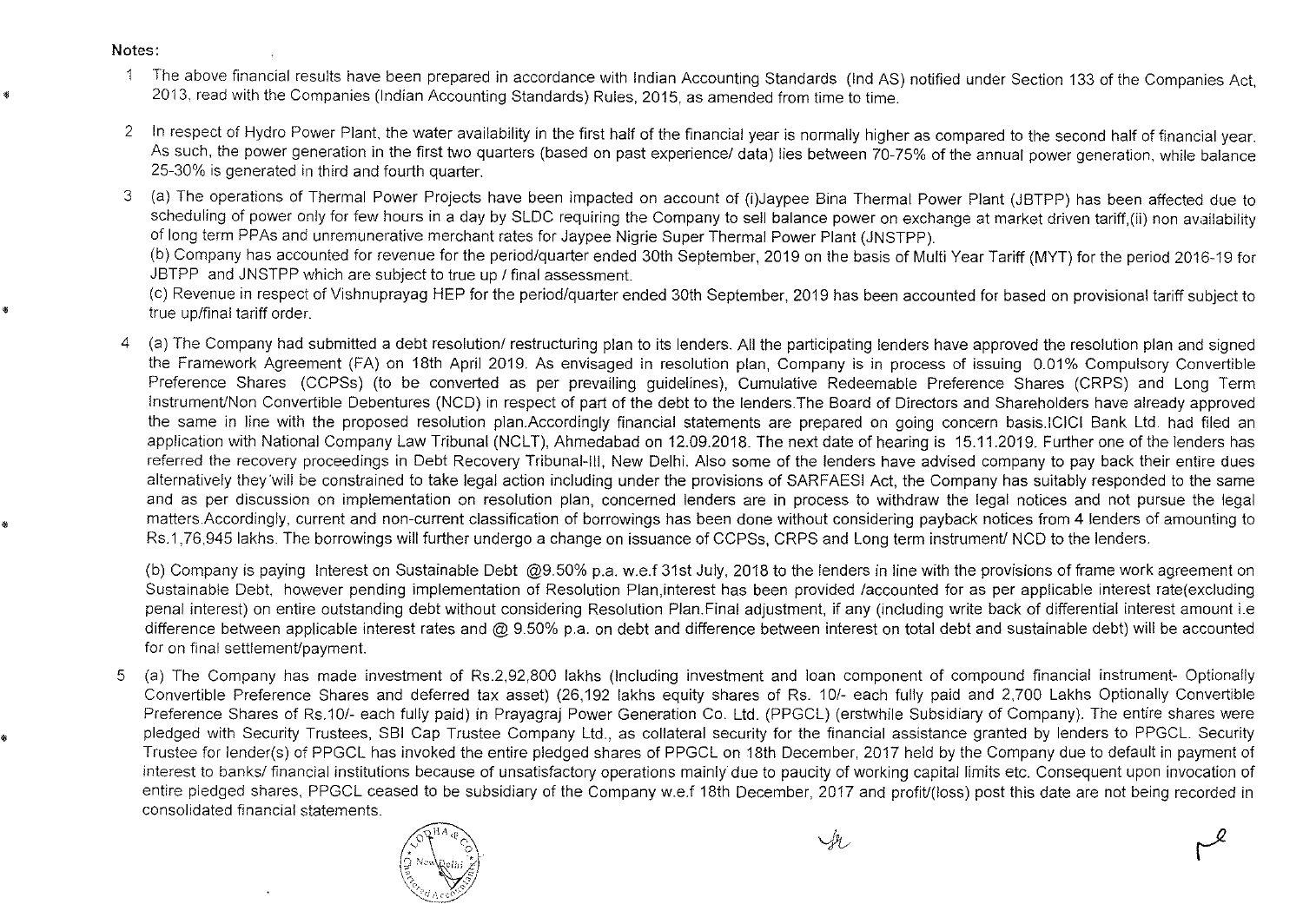**Notes:**

1. The above financial results have been prepared in accordance with Indian Accounting Standards (Ind AS) notified under Section 133 of the Companies Act, 2013, read with the Companies (Indian Accounting Standards) Rules, 2015, as amended from time to time.

2. In respect of Hydro Power Plant, the water availability in the first half of the financial year is normally higher as compared to the second half of financial year. As such, the power generation in the first two quarters (based on past experience/ data) lies between 70-75% of the annual power generation, while balance 25-30% is generated in third and fourth quarter.

3. (a) The operations of Thermal Power Projects have been impacted on account of (i)Jaypee Bina Thermal Power Plant (JBTPP) has been affected due to scheduling of power only for few hours in a day by SLDC requiring the Company to sell balance power on exchange at market driven tariff,(ii) non availability of long term PPAs and unremunerative merchant rates for Jaypee Nigrie Super Thermal Power Plant (JNSTPP).

   (b) Company has accounted for revenue for the period/quarter ended 30th September, 2019 on the basis of Multi Year Tariff (MYT) for the period 2016-19 for JBTPP and JNSTPP which are subject to true up / final assessment.

   (c) Revenue in respect of Vishnuprayag HEP for the period/quarter ended 30th September, 2019 has been accounted for based on provisional tariff subject to true up/final tariff order.

4. (a) The Company had submitted a debt resolution/ restructuring plan to its lenders. All the participating lenders have approved the resolution plan and signed the Framework Agreement (FA) on 18th April 2019. As envisaged in resolution plan, Company is in process of issuing 0.01% Compulsory Convertible Preference Shares (CCPSs) (to be converted as per prevailing guidelines), Cumulative Redeemable Preference Shares (CRPS) and Long Term Instrument/Non Convertible Debentures (NCD) in respect of part of the debt to the lenders.The Board of Directors and Shareholders have already approved the same in line with the proposed resolution plan.Accordingly financial statements are prepared on going concern basis.ICICI Bank Ltd. had filed an application with National Company Law Tribunal (NCLT), Ahmedabad on 12.09.2018. The next date of hearing is 15.11.2019. Further one of the lenders has referred the recovery proceedings in Debt Recovery Tribunal-III, New Delhi. Also some of the lenders have advised company to pay back their entire dues alternatively they will be constrained to take legal action including under the provisions of SARFAESI Act, the Company has suitably responded to the same and as per discussion on implementation on resolution plan, concerned lenders are in process to withdraw the legal notices and not pursue the legal matters.Accordingly, current and non-current classification of borrowings has been done without considering payback notices from 4 lenders of amounting to Rs.1,76,945 lakhs. The borrowings will further undergo a change on issuance of CCPSs, CRPS and Long term instrument/ NCD to the lenders.

   (b) Company is paying Interest on Sustainable Debt @9.50% p.a. w.e.f 31st July, 2018 to the lenders in line with the provisions of frame work agreement on Sustainable Debt, however pending implementation of Resolution Plan,interest has been provided /accounted for as per applicable interest rate(excluding penal interest) on entire outstanding debt without considering Resolution Plan.Final adjustment, if any (including write back of differential interest amount i.e difference between applicable interest rates and @ 9.50% p.a. on debt and difference between interest on total debt and sustainable debt) will be accounted for on final settlement/payment.

5. (a) The Company has made investment of Rs.2,92,800 lakhs (Including investment and loan component of compound financial instrument- Optionally Convertible Preference Shares and deferred tax asset) (26,192 lakhs equity shares of Rs. 10/- each fully paid and 2,700 Lakhs Optionally Convertible Preference Shares of Rs.10/- each fully paid) in Prayagraj Power Generation Co. Ltd. (PPGCL) (erstwhile Subsidiary of Company). The entire shares were pledged with Security Trustees, SBI Cap Trustee Company Ltd., as collateral security for the financial assistance granted by lenders to PPGCL. Security Trustee for lender(s) of PPGCL has invoked the entire pledged shares of PPGCL on 18th December, 2017 held by the Company due to default in payment of interest to banks/ financial institutions because of unsatisfactory operations mainly due to paucity of working capital limits etc. Consequent upon invocation of entire pledged shares, PPGCL ceased to be subsidiary of the Company w.e.f 18th December, 2017 and profit/(loss) post this date are not being recorded in consolidated financial statements.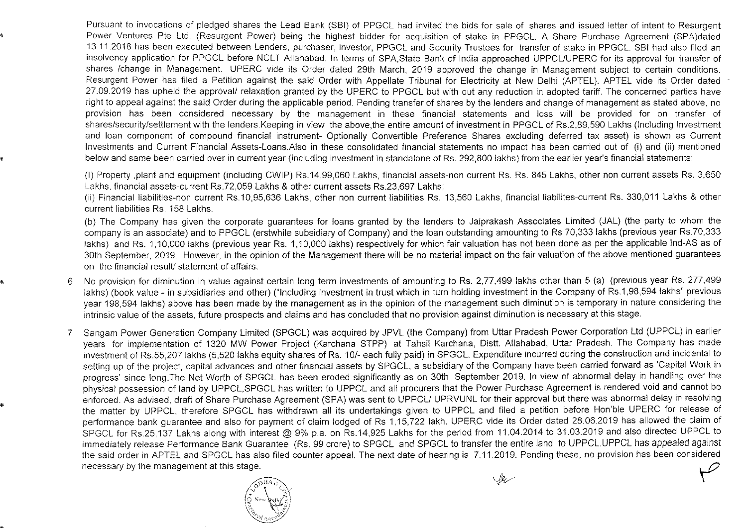Pursuant to invocations of pledged shares the Lead Bank (SBI) of PPGCL had invited the bids for sale of shares and issued letter of intent to Resurgent Power Ventures Pte Ltd. (Resurgent Power) being the highest bidder for acquisition of stake in PPGCL. A Share Purchase Agreement (SPA)dated 13.11.2018 has been executed between Lenders, purchaser, investor, PPGCL and Security Trustees for transfer of stake in PPGCL. SBI had also filed an insolvency application for PPGCL before NCLT Allahabad. In terms of SPA,State Bank of India approached UPPCL/UPERC for its approval for transfer of shares /change in Management. UPERC vide its Order dated 29th March, 2019 approved the change in Management subject to certain conditions. Resurgent Power has filed a Petition against the said Order with Appellate Tribunal for Electricity at New Delhi (APTEL). APTEL vide its Order dated 27.09.2019 has upheld the approval/ relaxation granted by the UPERC to PPGCL but with out any reduction in adopted tariff. The concerned parties have right to appeal against the said Order during the applicable period. Pending transfer of shares by the lenders and change of management as stated above, no provision has been considered necessary by the management in these financial statements and loss will be provided for on transfer of shares/security/settlement with the lenders.Keeping in view the above,the entire amount of investment in PPGCL of Rs.2,89,590 Lakhs (Including Investment and loan component of compound financial instrument- Optionally Convertible Preference Shares excluding deferred tax asset) is shown as Current Investments and Current Financial Assets-Loans.Also in these consolidated financial statements no impact has been carried out of (i) and (ii) mentioned below and same been carried over in current year (including investment in standalone of Rs. 292,800 lakhs) from the earlier year's financial statements:

(I) Property ,plant and equipment (including CWIP) Rs.14,99,060 Lakhs, financial assets-non current Rs. Rs. 845 Lakhs, other non current assets Rs. 3,650 Lakhs, financial assets-current Rs.72,059 Lakhs & other current assets Rs.23,697 Lakhs;

(ii) Financial liabilities-non current Rs.10,95,636 Lakhs, other non current liabilities Rs. 13,560 Lakhs, financial liabilites-current Rs. 330,011 Lakhs & other current liabilities Rs. 158 Lakhs.

(b) The Company has given the corporate guarantees for loans granted by the lenders to Jaiprakash Associates Limited (JAL) (the party to whom the company is an associate) and to PPGCL (erstwhile subsidiary of Company) and the loan outstanding amounting to Rs 70,333 lakhs (previous year Rs.70,333 lakhs) and Rs. 1,10,000 lakhs (previous year Rs. 1,10,000 lakhs) respectively for which fair valuation has not been done as per the applicable Ind-AS as of 30th September, 2019. However, in the opinion of the Management there will be no material impact on the fair valuation of the above mentioned guarantees on the financial result/ statement of affairs.

6 No provision for diminution in value against certain long term investments of amounting to Rs. 2,77,499 lakhs other than 5 (a) (previous year Rs. 277,499 lakhs) (book value - in subsidiaries and other) ("Including investment in trust which in turn holding investment in the Company of Rs.1,98,594 lakhs" previous year 198,594 lakhs) above has been made by the management as in the opinion of the management such diminution is temporary in nature considering the intrinsic value of the assets, future prospects and claims and has concluded that no provision against diminution is necessary at this stage.

7 Sangam Power Generation Company Limited (SPGCL) was acquired by JPVL (the Company) from Uttar Pradesh Power Corporation Ltd (UPPCL) in earlier years for implementation of 1320 MW Power Project (Karchana STPP) at Tahsil Karchana, Distt. Allahabad, Uttar Pradesh. The Company has made investment of Rs.55,207 lakhs (5,520 lakhs equity shares of Rs. 10/- each fully paid) in SPGCL. Expenditure incurred during the construction and incidental to setting up of the project, capital advances and other financial assets by SPGCL, a subsidiary of the Company have been carried forward as 'Capital Work in progress' since long.The Net Worth of SPGCL has been eroded significantly as on 30th September 2019. In view of abnormal delay in handling over the physical possession of land by UPPCL,SPGCL has written to UPPCL and all procurers that the Power Purchase Agreement is rendered void and cannot be enforced. As advised, draft of Share Purchase Agreement (SPA) was sent to UPPCL/ UPRVUNL for their approval but there was abnormal delay in resolving the matter by UPPCL, therefore SPGCL has withdrawn all its undertakings given to UPPCL and filed a petition before Hon'ble UPERC for release of performance bank guarantee and also for payment of claim lodged of Rs 1,15,722 lakh. UPERC vide its Order dated 28.06.2019 has allowed the claim of SPGCL for Rs.25,137 Lakhs along with interest @ 9% p.a. on Rs.14,925 Lakhs for the period from 11.04.2014 to 31.03.2019 and also directed UPPCL to immediately release Performance Bank Guarantee (Rs. 99 crore) to SPGCL and SPGCL to transfer the entire land to UPPCL.UPPCL has appealed against the said order in APTEL and SPGCL has also filed counter appeal. The next date of hearing is 7.11.2019. Pending these, no provision has been considered necessary by the management at this stage.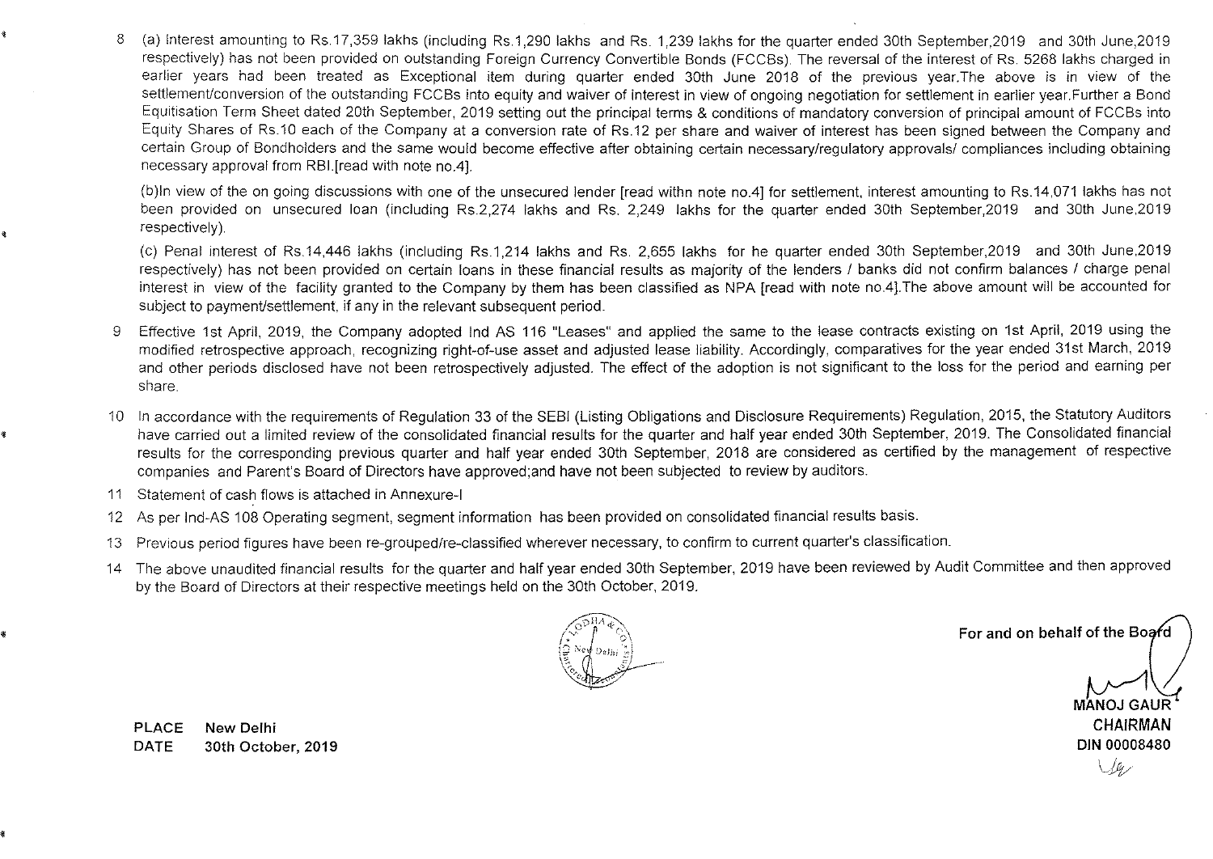8 (a) Interest amounting to Rs.17,359 lakhs (including Rs.1,290 lakhs and Rs. 1,239 lakhs for the quarter ended 30th September,2019 and 30th June,2019 respectively) has not been provided on outstanding Foreign Currency Convertible Bonds (FCCBs). The reversal of the interest of Rs. 5268 lakhs charged in earlier years had been treated as Exceptional item during quarter ended 30th June 2018 of the previous year.The above is in view of the settlement/conversion of the outstanding FCCBs into equity and waiver of interest in view of ongoing negotiation for settlement in earlier year.Further a Bond Equitisation Term Sheet dated 20th September, 2019 setting out the principal terms & conditions of mandatory conversion of principal amount of FCCBs into Equity Shares of Rs.10 each of the Company at a conversion rate of Rs.12 per share and waiver of interest has been signed between the Company and certain Group of Bondholders and the same would become effective after obtaining certain necessary/regulatory approvals/ compliances including obtaining necessary approval from RBI.[read with note no.4].

(b)In view of the on going discussions with one of the unsecured lender [read withn note no.4] for settlement, interest amounting to Rs.14,071 lakhs has not been provided on unsecured loan (including Rs.2,274 lakhs and Rs. 2,249 lakhs for the quarter ended 30th September,2019 and 30th June,2019 respectively).

(c) Penal interest of Rs.14,446 lakhs (including Rs.1,214 lakhs and Rs. 2,655 lakhs for he quarter ended 30th September,2019 and 30th June,2019 respectively) has not been provided on certain loans in these financial results as majority of the lenders / banks did not confirm balances / charge penal interest in view of the facility granted to the Company by them has been classified as NPA [read with note no.4].The above amount will be accounted for subject to payment/settlement, if any in the relevant subsequent period.

9 Effective 1st April, 2019, the Company adopted Ind AS 116 "Leases" and applied the same to the lease contracts existing on 1st April, 2019 using the modified retrospective approach, recognizing right-of-use asset and adjusted lease liability. Accordingly, comparatives for the year ended 31st March, 2019 and other periods disclosed have not been retrospectively adjusted. The effect of the adoption is not significant to the loss for the period and earning per share.

10 In accordance with the requirements of Regulation 33 of the SEBI (Listing Obligations and Disclosure Requirements) Regulation, 2015, the Statutory Auditors have carried out a limited review of the consolidated financial results for the quarter and half year ended 30th September, 2019. The Consolidated financial results for the corresponding previous quarter and half year ended 30th September, 2018 are considered as certified by the management of respective companies and Parent's Board of Directors have approved;and have not been subjected to review by auditors.

11 Statement of cash flows is attached in Annexure-I

12 As per Ind-AS 108 Operating segment, segment information has been provided on consolidated financial results basis.

13 Previous period figures have been re-grouped/re-classified wherever necessary, to confirm to current quarter's classification.

14 The above unaudited financial results for the quarter and half year ended 30th September, 2019 have been reviewed by Audit Committee and then approved by the Board of Directors at their respective meetings held on the 30th October, 2019.

**For and on behalf of the Board**

**MANOJ GAUR**
**CHAIRMAN**
**DIN 00008480**

**PLACE** New Delhi
**DATE** 30th October, 2019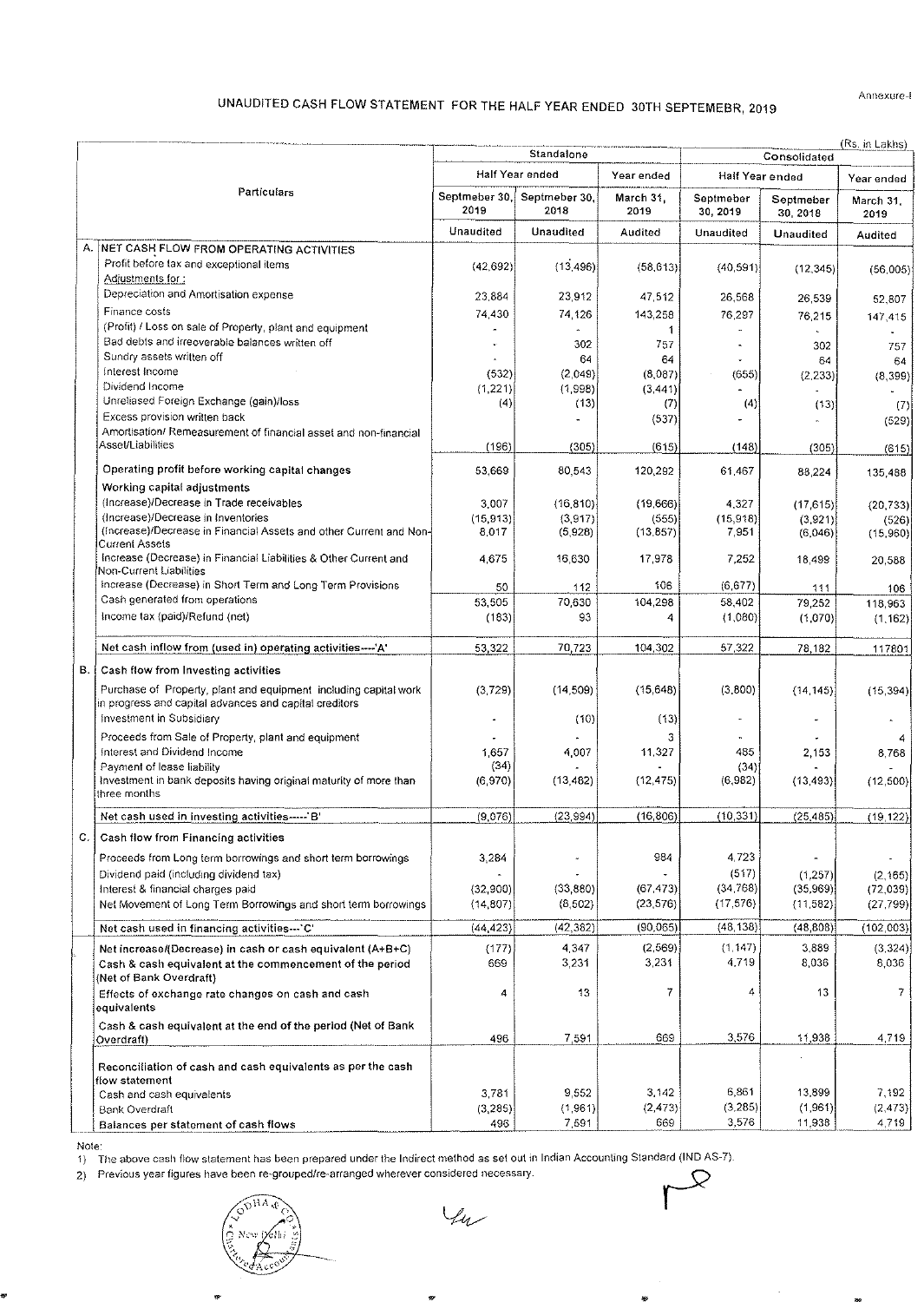Annexure-I

# UNAUDITED CASH FLOW STATEMENT FOR THE HALF YEAR ENDED 30TH SEPTEMEBR, 2019

(Rs. in Lakhs)

| | Particulars | Standalone | | | Consolidated | | |
|---|---|---|---|---|---|---|---|
| | | Half Year ended | | Year ended | Half Year ended | | Year ended |
| | | Septmeber 30, 2019 | Septmeber 30, 2018 | March 31, 2019 | Septmeber 30, 2019 | Septmeber 30, 2018 | March 31, 2019 |
| | | Unaudited | Unaudited | Audited | Unaudited | Unaudited | Audited |
| A. | **NET CASH FLOW FROM OPERATING ACTIVITIES** | | | | | | |
| | Profit before tax and exceptional items | (42,692) | (13,496) | (58,613) | (40,591) | (12,345) | (56,005) |
| | Adjustments for : | | | | | | |
| | Depreciation and Amortisation expense | 23,884 | 23,912 | 47,512 | 26,568 | 26,539 | 52,807 |
| | Finance costs | 74,430 | 74,126 | 143,258 | 76,297 | 76,215 | 147,415 |
| | (Profit) / Loss on sale of Property, plant and equipment | - | - | 1 | - | - | - |
| | Bad debts and irreoverable balances written off | - | 302 | 757 | - | 302 | 757 |
| | Sundry assets written off | - | 64 | 64 | - | 64 | 64 |
| | Interest Income | (532) | (2,049) | (8,087) | (655) | (2,233) | (8,399) |
| | Dividend Income | (1,221) | (1,998) | (3,441) | - | - | - |
| | Unrelised Foreign Exchange (gain)/loss | (4) | (13) | (7) | (4) | (13) | (7) |
| | Excess provision written back | | - | (537) | - | - | (529) |
| | Amortisation/ Remeasurement of financial asset and non-financial Asset/Liabilities | (196) | (305) | (615) | (148) | (305) | (615) |
| | **Operating profit before working capital changes** | 53,669 | 80,543 | 120,292 | 61,467 | 88,224 | 135,488 |
| | **Working capital adjustments** | | | | | | |
| | (Increase)/Decrease in Trade receivables | 3,007 | (16,810) | (19,666) | 4,327 | (17,615) | (20,733) |
| | (Increase)/Decrease in Inventories | (15,913) | (3,917) | (555) | (15,918) | (3,921) | (526) |
| | (Increase)/Decrease in Financial Assets and other Current and Non-Current Assets | 8,017 | (5,928) | (13,857) | 7,951 | (6,046) | (15,960) |
| | Increase (Decrease) in Financial Liabilities & Other Current and Non-Current Liabilities | 4,675 | 16,630 | 17,978 | 7,252 | 18,499 | 20,588 |
| | Increase (Decrease) in Short Term and Long Term Provisions | 50 | 112 | 106 | (6,677) | 111 | 106 |
| | Cash generated from operations | 53,505 | 70,630 | 104,298 | 58,402 | 79,252 | 118,963 |
| | Income tax (paid)/Refund (net) | (183) | 93 | 4 | (1,080) | (1,070) | (1,162) |
| | **Net cash inflow from (used in) operating activities---'A'** | 53,322 | 70,723 | 104,302 | 57,322 | 78,182 | 117801 |
| B. | **Cash flow from Investing activities** | | | | | | |
| | Purchase of Property, plant and equipment including capital work in progress and capital advances and capital creditors | (3,729) | (14,509) | (15,648) | (3,800) | (14,145) | (15,394) |
| | Investment in Subsidiary | - | (10) | (13) | - | - | - |
| | Proceeds from Sale of Property, plant and equipment | - | - | 3 | - | - | 4 |
| | Interest and Dividend Income | 1,657 | 4,007 | 11,327 | 485 | 2,153 | 8,768 |
| | Payment of lease liability | (34) | - | - | (34) | - | - |
| | Investment in bank deposits having original maturity of more than three months | (6,970) | (13,482) | (12,475) | (6,982) | (13,493) | (12,500) |
| | **Net cash used in investing activities-----'B'** | (9,076) | (23,994) | (16,806) | (10,331) | (25,485) | (19,122) |
| C. | **Cash flow from Financing activities** | | | | | | |
| | Proceeds from Long term borrowings and short term borrowings | 3,284 | - | 984 | 4,723 | - | - |
| | Dividend paid (including dividend tax) | - | - | - | (517) | (1,257) | (2,165) |
| | Interest & financial charges paid | (32,900) | (33,880) | (67,473) | (34,768) | (35,969) | (72,039) |
| | Net Movement of Long Term Borrowings and short term borrowings | (14,807) | (8,502) | (23,576) | (17,576) | (11,582) | (27,799) |
| | **Net cash used in financing activities---'C'** | (44,423) | (42,382) | (90,065) | (48,138) | (48,808) | (102,003) |
| | **Net increase/(Decrease) in cash or cash equivalent (A+B+C)** | (177) | 4,347 | (2,569) | (1,147) | 3,889 | (3,324) |
| | **Cash & cash equivalent at the commencement of the period (Net of Bank Overdraft)** | 669 | 3,231 | 3,231 | 4,719 | 8,036 | 8,036 |
| | **Effects of exchange rate changes on cash and cash equivalents** | 4 | 13 | 7 | 4 | 13 | 7 |
| | **Cash & cash equivalent at the end of the period (Net of Bank Overdraft)** | 496 | 7,591 | 669 | 3,576 | 11,938 | 4,719 |
| | **Reconciliation of cash and cash equivalents as per the cash flow statement** | | | | | | |
| | Cash and cash equivalents | 3,781 | 9,552 | 3,142 | 6,861 | 13,899 | 7,192 |
| | Bank Overdraft | (3,285) | (1,961) | (2,473) | (3,285) | (1,961) | (2,473) |
| | **Balances per statement of cash flows** | 496 | 7,591 | 669 | 3,576 | 11,938 | 4,719 |

Note:

1) The above cash flow statement has been prepared under the Indirect method as set out in Indian Accounting Standard (IND AS-7).

2) Previous year figures have been re-grouped/re-arranged wherever considered necessary.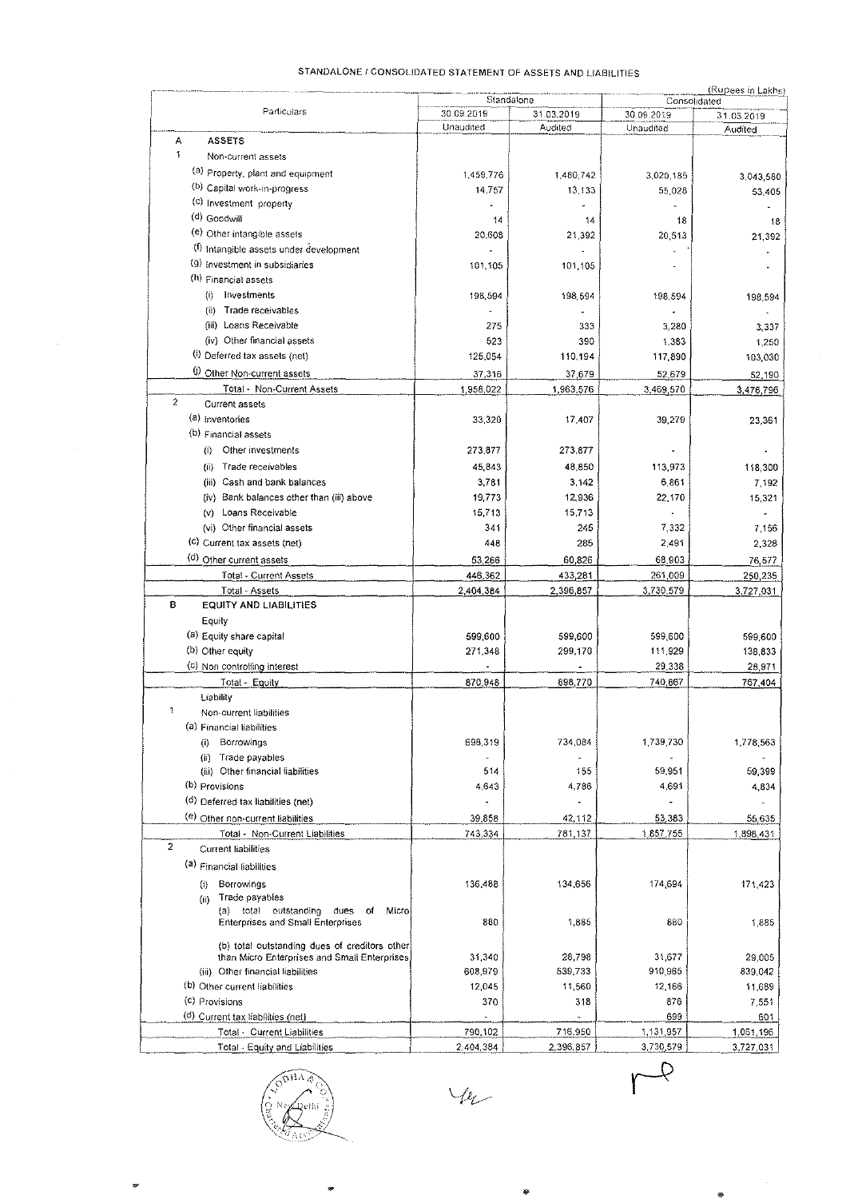STANDALONE / CONSOLIDATED STATEMENT OF ASSETS AND LIABILITIES

(Rupees in Lakhs)

| Particulars | Standalone | | Consolidated | |
|---|---|---|---|---|
| | 30.09.2019 | 31.03.2019 | 30.09.2019 | 31.03.2019 |
| | Unaudited | Audited | Unaudited | Audited |
| **A ASSETS** | | | | |
| 1 Non-current assets | | | | |
| (a) Property, plant and equipment | 1,459,776 | 1,480,742 | 3,020,185 | 3,043,580 |
| (b) Capital work-in-progress | 14,757 | 13,133 | 55,028 | 53,405 |
| (c) Investment property | - | - | - | - |
| (d) Goodwill | 14 | 14 | 18 | 18 |
| (e) Other intangible assets | 20,608 | 21,392 | 20,513 | 21,392 |
| (f) Intangible assets under development | - | - | - | - |
| (g) Investment in subsidiaries | 101,105 | 101,105 | - | - |
| (h) Financial assets | | | | |
| (i) Investments | 198,594 | 198,594 | 198,594 | 198,594 |
| (ii) Trade receivables | - | - | - | - |
| (iii) Loans Receivable | 275 | 333 | 3,280 | 3,337 |
| (iv) Other financial assets | 523 | 390 | 1,383 | 1,250 |
| (i) Deferred tax assets (net) | 125,054 | 110,194 | 117,890 | 103,030 |
| (j) Other Non-current assets | 37,316 | 37,679 | 52,679 | 52,190 |
| Total - Non-Current Assets | 1,958,022 | 1,963,576 | 3,469,570 | 3,476,796 |
| 2 Current assets | | | | |
| (a) Inventories | 33,320 | 17,407 | 39,279 | 23,361 |
| (b) Financial assets | | | | |
| (i) Other investments | 273,877 | 273,877 | - | - |
| (ii) Trade receivables | 45,843 | 48,850 | 113,973 | 118,300 |
| (iii) Cash and bank balances | 3,781 | 3,142 | 6,861 | 7,192 |
| (iv) Bank balances other than (iii) above | 19,773 | 12,936 | 22,170 | 15,321 |
| (v) Loans Receivable | 15,713 | 15,713 | - | - |
| (vi) Other financial assets | 341 | 245 | 7,332 | 7,156 |
| (c) Current tax assets (net) | 448 | 285 | 2,491 | 2,328 |
| (d) Other current assets | 53,266 | 60,826 | 68,903 | 76,577 |
| Total - Current Assets | 446,362 | 433,281 | 261,009 | 250,235 |
| Total - Assets | 2,404,384 | 2,396,857 | 3,730,579 | 3,727,031 |
| **B EQUITY AND LIABILITIES** | | | | |
| Equity | | | | |
| (a) Equity share capital | 599,600 | 599,600 | 599,600 | 599,600 |
| (b) Other equity | 271,348 | 299,170 | 111,929 | 138,833 |
| (c) Non controlling interest | - | - | 29,338 | 28,971 |
| Total - Equity | 870,948 | 898,770 | 740,867 | 767,404 |
| Liability | | | | |
| 1 Non-current liabilities | | | | |
| (a) Financial liabilities | | | | |
| (i) Borrowings | 698,319 | 734,084 | 1,739,730 | 1,778,563 |
| (ii) Trade payables | - | - | - | - |
| (iii) Other financial liabilities | 514 | 155 | 59,951 | 59,399 |
| (b) Provisions | 4,643 | 4,786 | 4,691 | 4,834 |
| (d) Deferred tax liabilities (net) | - | - | - | - |
| (e) Other non-current liabilities | 39,858 | 42,112 | 53,383 | 55,635 |
| Total - Non-Current Liabilities | 743,334 | 781,137 | 1,857,755 | 1,898,431 |
| 2 Current liabilities | | | | |
| (a) Financial liabilities | | | | |
| (i) Borrowings | 136,488 | 134,656 | 174,694 | 171,423 |
| (ii) Trade payables | | | | |
| (a) total outstanding dues of Micro Enterprises and Small Enterprises | 880 | 1,885 | 880 | 1,885 |
| (b) total outstanding dues of creditors other than Micro Enterprises and Small Enterprises | 31,340 | 28,798 | 31,677 | 29,005 |
| (iii) Other financial liabilities | 608,979 | 539,733 | 910,965 | 839,042 |
| (b) Other current liabilities | 12,045 | 11,560 | 12,166 | 11,689 |
| (c) Provisions | 370 | 318 | 876 | 7,551 |
| (d) Current tax liabilities (net) | - | - | 699 | 601 |
| Total - Current Liabilities | 790,102 | 716,950 | 1,131,957 | 1,061,196 |
| Total - Equity and Liabilities | 2,404,384 | 2,396,857 | 3,730,579 | 3,727,031 |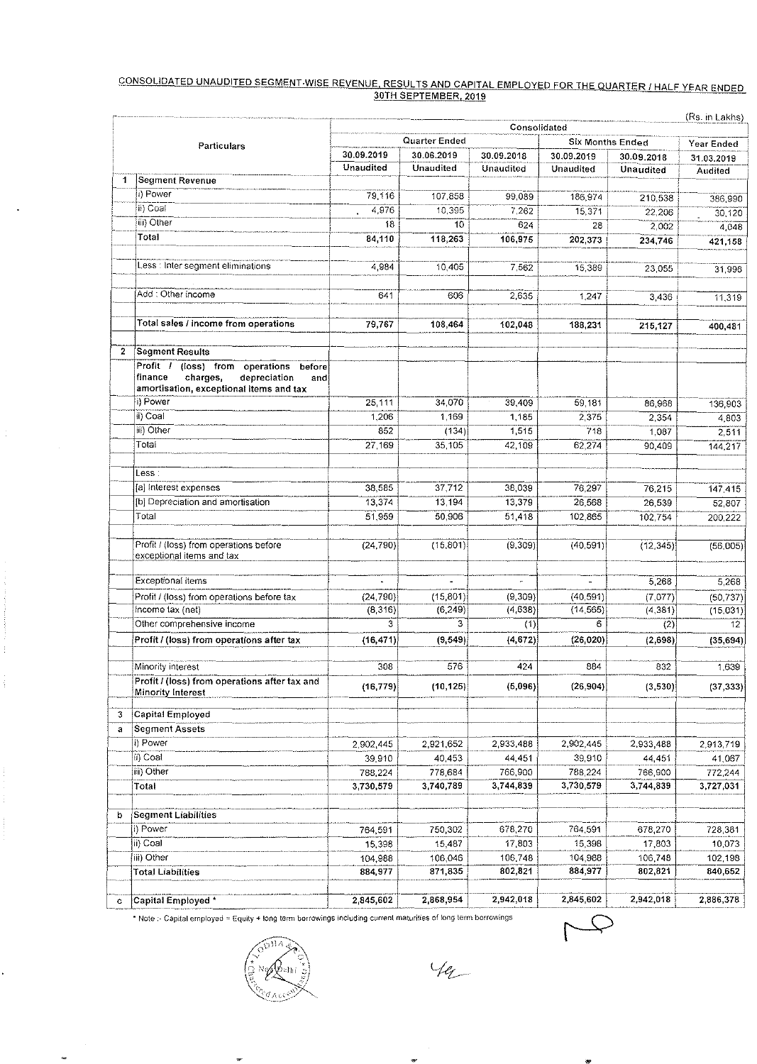## CONSOLIDATED UNAUDITED SEGMENT-WISE REVENUE, RESULTS AND CAPITAL EMPLOYED FOR THE QUARTER / HALF YEAR ENDED 30TH SEPTEMBER, 2019

(Rs. in Lakhs)

| | Particulars | Consolidated | | | | | |
|---|---|---|---|---|---|---|---|
| | | Quarter Ended | | | Six Months Ended | | Year Ended |
| | | 30.09.2019 | 30.06.2019 | 30.09.2018 | 30.09.2019 | 30.09.2018 | 31.03.2019 |
| | | Unaudited | Unaudited | Unaudited | Unaudited | Unaudited | Audited |
| 1 | Segment Revenue | | | | | | |
| | i) Power | 79,116 | 107,858 | 99,089 | 186,974 | 210,538 | 386,990 |
| | ii) Coal | 4,976 | 10,395 | 7,262 | 15,371 | 22,206 | 30,120 |
| | iii) Other | 18 | 10 | 624 | 28 | 2,002 | 4,048 |
| | **Total** | **84,110** | **118,263** | **106,975** | **202,373** | **234,746** | **421,158** |
| | Less : Inter segment eliminations | 4,984 | 10,405 | 7,562 | 15,389 | 23,055 | 31,996 |
| | Add : Other income | 641 | 606 | 2,635 | 1,247 | 3,436 | 11,319 |
| | **Total sales / income from operations** | **79,767** | **108,464** | **102,048** | **188,231** | **215,127** | **400,481** |
| 2 | Segment Results | | | | | | |
| | **Profit / (loss) from operations before finance charges, depreciation and amortisation, exceptional items and tax** | | | | | | |
| | i) Power | 25,111 | 34,070 | 39,409 | 59,181 | 86,968 | 136,903 |
| | ii) Coal | 1,206 | 1,169 | 1,185 | 2,375 | 2,354 | 4,803 |
| | iii) Other | 852 | (134) | 1,515 | 718 | 1,087 | 2,511 |
| | Total | 27,169 | 35,105 | 42,109 | 62,274 | 90,409 | 144,217 |
| | Less : | | | | | | |
| | [a] Interest expenses | 38,585 | 37,712 | 38,039 | 76,297 | 76,215 | 147,415 |
| | [b] Depreciation and amortisation | 13,374 | 13,194 | 13,379 | 26,568 | 26,539 | 52,807 |
| | Total | 51,959 | 50,906 | 51,418 | 102,865 | 102,754 | 200,222 |
| | Profit / (loss) from operations before exceptional items and tax | (24,790) | (15,801) | (9,309) | (40,591) | (12,345) | (56,005) |
| | Exceptional items | - | - | - | - | 5,268 | 5,268 |
| | Profit / (loss) from operations before tax | (24,790) | (15,801) | (9,309) | (40,591) | (7,077) | (50,737) |
| | Income tax (net) | (8,316) | (6,249) | (4,638) | (14,565) | (4,381) | (15,031) |
| | Other comprehensive income | 3 | 3 | (1) | 6 | (2) | 12 |
| | **Profit / (loss) from operations after tax** | **(16,471)** | **(9,549)** | **(4,672)** | **(26,020)** | **(2,698)** | **(35,694)** |
| | Minority interest | 308 | 576 | 424 | 884 | 832 | 1,639 |
| | **Profit / (loss) from operations after tax and Minority Interest** | **(16,779)** | **(10,125)** | **(5,096)** | **(26,904)** | **(3,530)** | **(37,333)** |
| 3 | Capital Employed | | | | | | |
| a | Segment Assets | | | | | | |
| | i) Power | 2,902,445 | 2,921,652 | 2,933,488 | 2,902,445 | 2,933,488 | 2,913,719 |
| | ii) Coal | 39,910 | 40,453 | 44,451 | 39,910 | 44,451 | 41,067 |
| | iii) Other | 788,224 | 778,684 | 766,900 | 788,224 | 766,900 | 772,244 |
| | **Total** | **3,730,579** | **3,740,789** | **3,744,839** | **3,730,579** | **3,744,839** | **3,727,031** |
| b | Segment Liabilities | | | | | | |
| | i) Power | 764,591 | 750,302 | 678,270 | 764,591 | 678,270 | 728,381 |
| | ii) Coal | 15,398 | 15,487 | 17,803 | 15,398 | 17,803 | 10,073 |
| | iii) Other | 104,988 | 106,046 | 106,748 | 104,988 | 106,748 | 102,198 |
| | **Total Liabilities** | **884,977** | **871,835** | **802,821** | **884,977** | **802,821** | **840,652** |
| c | **Capital Employed \*** | **2,845,602** | **2,868,954** | **2,942,018** | **2,845,602** | **2,942,018** | **2,886,378** |

\* Note :- Capital employed = Equity + long term borrowings including current maturities of long term borrowings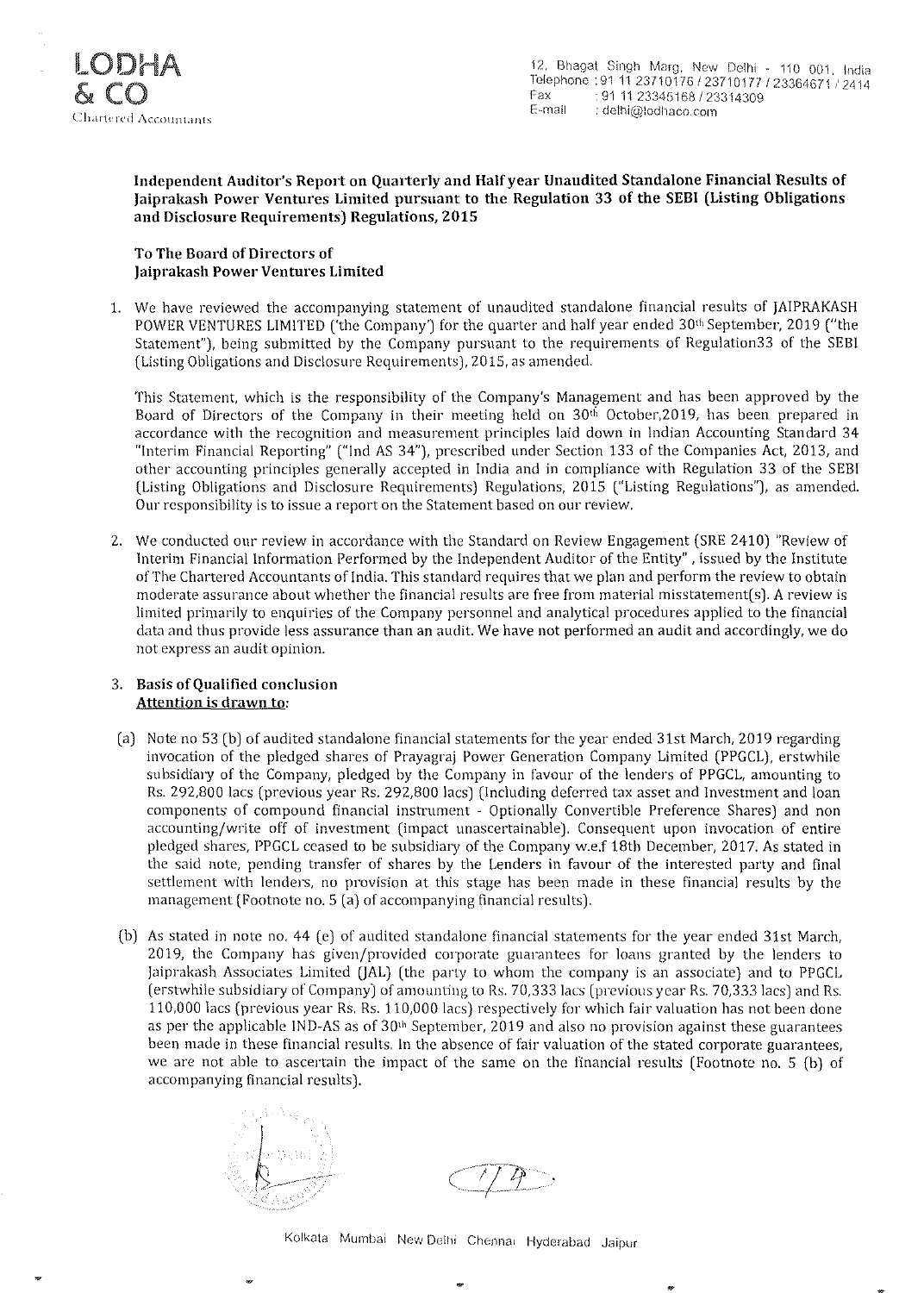LODHA & CO
Chartered Accountants

12, Bhagat Singh Marg, New Delhi - 110 001, India
Telephone : 91 11 23710176 / 23710177 / 23364671 / 2414
Fax : 91 11 23345168 / 23314309
E-mail : delhi@lodhaco.com

**Independent Auditor's Report on Quarterly and Half year Unaudited Standalone Financial Results of Jaiprakash Power Ventures Limited pursuant to the Regulation 33 of the SEBI (Listing Obligations and Disclosure Requirements) Regulations, 2015**

**To The Board of Directors of**
**Jaiprakash Power Ventures Limited**

1. We have reviewed the accompanying statement of unaudited standalone financial results of JAIPRAKASH POWER VENTURES LIMITED ('the Company') for the quarter and half year ended 30th September, 2019 ("the Statement"), being submitted by the Company pursuant to the requirements of Regulation33 of the SEBI (Listing Obligations and Disclosure Requirements), 2015, as amended.

   This Statement, which is the responsibility of the Company's Management and has been approved by the Board of Directors of the Company in their meeting held on 30th October,2019, has been prepared in accordance with the recognition and measurement principles laid down in Indian Accounting Standard 34 "Interim Financial Reporting" ("Ind AS 34"), prescribed under Section 133 of the Companies Act, 2013, and other accounting principles generally accepted in India and in compliance with Regulation 33 of the SEBI (Listing Obligations and Disclosure Requirements) Regulations, 2015 ("Listing Regulations"), as amended. Our responsibility is to issue a report on the Statement based on our review.

2. We conducted our review in accordance with the Standard on Review Engagement (SRE 2410) "Review of Interim Financial Information Performed by the Independent Auditor of the Entity" , issued by the Institute of The Chartered Accountants of India. This standard requires that we plan and perform the review to obtain moderate assurance about whether the financial results are free from material misstatement(s). A review is limited primarily to enquiries of the Company personnel and analytical procedures applied to the financial data and thus provide less assurance than an audit. We have not performed an audit and accordingly, we do not express an audit opinion.

3. **Basis of Qualified conclusion**
   **Attention is drawn to:**

(a) Note no 53 (b) of audited standalone financial statements for the year ended 31st March, 2019 regarding invocation of the pledged shares of Prayagraj Power Generation Company Limited (PPGCL), erstwhile subsidiary of the Company, pledged by the Company in favour of the lenders of PPGCL, amounting to Rs. 292,800 lacs (previous year Rs. 292,800 lacs) (Including deferred tax asset and Investment and loan components of compound financial instrument - Optionally Convertible Preference Shares) and non accounting/write off of investment (impact unascertainable). Consequent upon invocation of entire pledged shares, PPGCL ceased to be subsidiary of the Company w.e.f 18th December, 2017. As stated in the said note, pending transfer of shares by the Lenders in favour of the interested party and final settlement with lenders, no provision at this stage has been made in these financial results by the management (Footnote no. 5 (a) of accompanying financial results).

(b) As stated in note no. 44 (e) of audited standalone financial statements for the year ended 31st March, 2019, the Company has given/provided corporate guarantees for loans granted by the lenders to Jaiprakash Associates Limited (JAL) (the party to whom the company is an associate) and to PPGCL (erstwhile subsidiary of Company) of amounting to Rs. 70,333 lacs (previous year Rs. 70,333 lacs) and Rs. 110,000 lacs (previous year Rs. Rs. 110,000 lacs) respectively for which fair valuation has not been done as per the applicable IND-AS as of 30th September, 2019 and also no provision against these guarantees been made in these financial results. In the absence of fair valuation of the stated corporate guarantees, we are not able to ascertain the impact of the same on the financial results (Footnote no. 5 (b) of accompanying financial results).

Kolkata Mumbai New Delhi Chennai Hyderabad Jaipur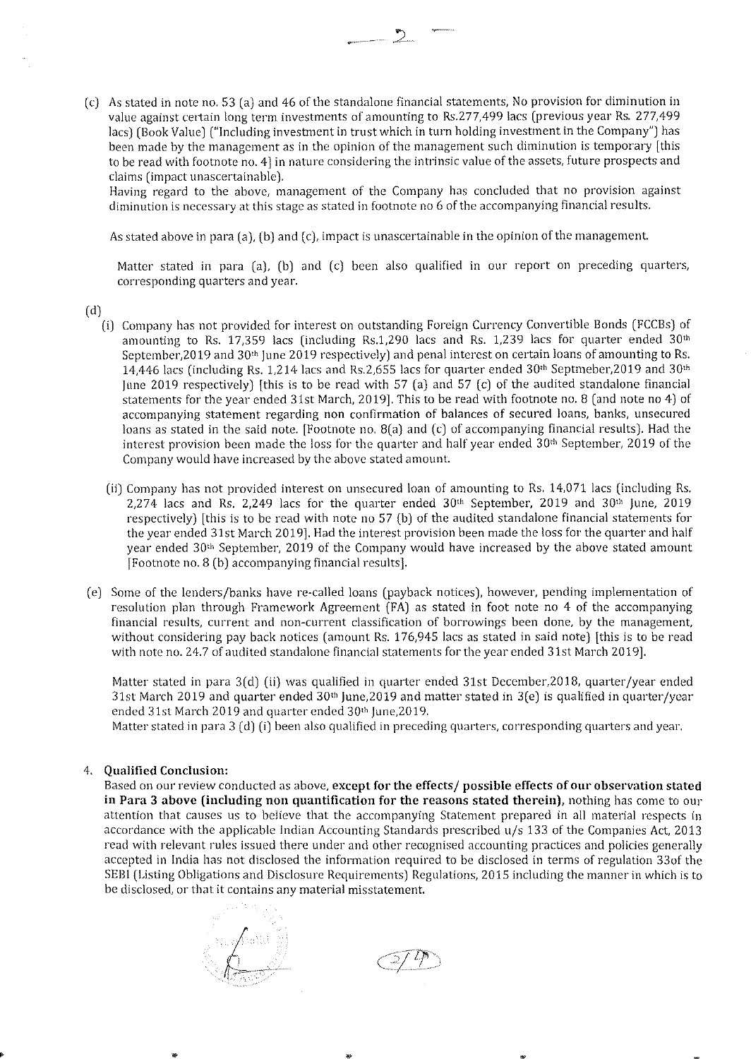(c) As stated in note no. 53 (a) and 46 of the standalone financial statements, No provision for diminution in value against certain long term investments of amounting to Rs.277,499 lacs (previous year Rs. 277,499 lacs) (Book Value) ("Including investment in trust which in turn holding investment in the Company") has been made by the management as in the opinion of the management such diminution is temporary [this to be read with footnote no. 4] in nature considering the intrinsic value of the assets, future prospects and claims (impact unascertainable).

Having regard to the above, management of the Company has concluded that no provision against diminution is necessary at this stage as stated in footnote no 6 of the accompanying financial results.

As stated above in para (a), (b) and (c), impact is unascertainable in the opinion of the management.

Matter stated in para (a), (b) and (c) been also qualified in our report on preceding quarters, corresponding quarters and year.

(d)

(i) Company has not provided for interest on outstanding Foreign Currency Convertible Bonds (FCCBs) of amounting to Rs. 17,359 lacs (including Rs.1,290 lacs and Rs. 1,239 lacs for quarter ended 30th September,2019 and 30th June 2019 respectively) and penal interest on certain loans of amounting to Rs. 14,446 lacs (including Rs. 1,214 lacs and Rs.2,655 lacs for quarter ended 30th Septmeber,2019 and 30th June 2019 respectively) [this is to be read with 57 (a) and 57 (c) of the audited standalone financial statements for the year ended 31st March, 2019]. This to be read with footnote no. 8 (and note no 4) of accompanying statement regarding non confirmation of balances of secured loans, banks, unsecured loans as stated in the said note. [Footnote no. 8(a) and (c) of accompanying financial results). Had the interest provision been made the loss for the quarter and half year ended 30th September, 2019 of the Company would have increased by the above stated amount.

(ii) Company has not provided interest on unsecured loan of amounting to Rs. 14,071 lacs (including Rs. 2,274 lacs and Rs. 2,249 lacs for the quarter ended 30th September, 2019 and 30th June, 2019 respectively) [this is to be read with note no 57 (b) of the audited standalone financial statements for the year ended 31st March 2019]. Had the interest provision been made the loss for the quarter and half year ended 30th September, 2019 of the Company would have increased by the above stated amount [Footnote no. 8 (b) accompanying financial results].

(e) Some of the lenders/banks have re-called loans (payback notices), however, pending implementation of resolution plan through Framework Agreement (FA) as stated in foot note no 4 of the accompanying financial results, current and non-current classification of borrowings been done, by the management, without considering pay back notices (amount Rs. 176,945 lacs as stated in said note) [this is to be read with note no. 24.7 of audited standalone financial statements for the year ended 31st March 2019].

Matter stated in para 3(d) (ii) was qualified in quarter ended 31st December,2018, quarter/year ended 31st March 2019 and quarter ended 30th June,2019 and matter stated in 3(e) is qualified in quarter/year ended 31st March 2019 and quarter ended 30th June,2019.

Matter stated in para 3 (d) (i) been also qualified in preceding quarters, corresponding quarters and year.

4. **Qualified Conclusion:**

Based on our review conducted as above, **except for the effects/ possible effects of our observation stated in Para 3 above (including non quantification for the reasons stated therein),** nothing has come to our attention that causes us to believe that the accompanying Statement prepared in all material respects in accordance with the applicable Indian Accounting Standards prescribed u/s 133 of the Companies Act, 2013 read with relevant rules issued there under and other recognised accounting practices and policies generally accepted in India has not disclosed the information required to be disclosed in terms of regulation 33of the SEBI (Listing Obligations and Disclosure Requirements) Regulations, 2015 including the manner in which is to be disclosed, or that it contains any material misstatement.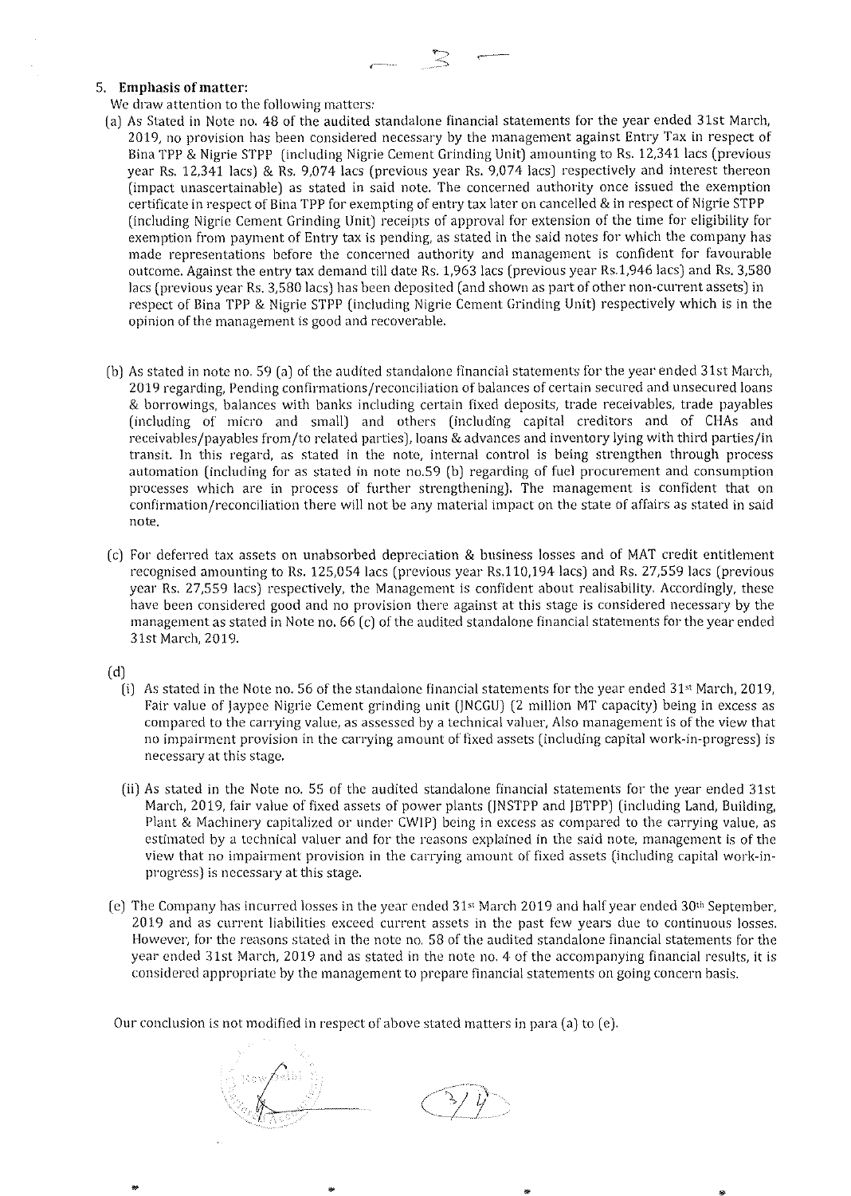5. **Emphasis of matter:**

We draw attention to the following matters:

(a) As Stated in Note no. 48 of the audited standalone financial statements for the year ended 31st March, 2019, no provision has been considered necessary by the management against Entry Tax in respect of Bina TPP & Nigrie STPP (including Nigrie Cement Grinding Unit) amounting to Rs. 12,341 lacs (previous year Rs. 12,341 lacs) & Rs. 9,074 lacs (previous year Rs. 9,074 lacs) respectively and interest thereon (impact unascertainable) as stated in said note. The concerned authority once issued the exemption certificate in respect of Bina TPP for exempting of entry tax later on cancelled & in respect of Nigrie STPP (including Nigrie Cement Grinding Unit) receipts of approval for extension of the time for eligibility for exemption from payment of Entry tax is pending, as stated in the said notes for which the company has made representations before the concerned authority and management is confident for favourable outcome. Against the entry tax demand till date Rs. 1,963 lacs (previous year Rs.1,946 lacs) and Rs. 3,580 lacs (previous year Rs. 3,580 lacs) has been deposited (and shown as part of other non-current assets) in respect of Bina TPP & Nigrie STPP (including Nigrie Cement Grinding Unit) respectively which is in the opinion of the management is good and recoverable.

(b) As stated in note no. 59 (a) of the audited standalone financial statements for the year ended 31st March, 2019 regarding, Pending confirmations/reconciliation of balances of certain secured and unsecured loans & borrowings, balances with banks including certain fixed deposits, trade receivables, trade payables (including of micro and small) and others (including capital creditors and of CHAs and receivables/payables from/to related parties), loans & advances and inventory lying with third parties/in transit. In this regard, as stated in the note, internal control is being strengthen through process automation (including for as stated in note no.59 (b) regarding of fuel procurement and consumption processes which are in process of further strengthening). The management is confident that on confirmation/reconciliation there will not be any material impact on the state of affairs as stated in said note.

(c) For deferred tax assets on unabsorbed depreciation & business losses and of MAT credit entitlement recognised amounting to Rs. 125,054 lacs (previous year Rs.110,194 lacs) and Rs. 27,559 lacs (previous year Rs. 27,559 lacs) respectively, the Management is confident about realisability. Accordingly, these have been considered good and no provision there against at this stage is considered necessary by the management as stated in Note no. 66 (c) of the audited standalone financial statements for the year ended 31st March, 2019.

(d)

(i) As stated in the Note no. 56 of the standalone financial statements for the year ended 31st March, 2019, Fair value of Jaypee Nigrie Cement grinding unit (JNCGU) (2 million MT capacity) being in excess as compared to the carrying value, as assessed by a technical valuer, Also management is of the view that no impairment provision in the carrying amount of fixed assets (including capital work-in-progress) is necessary at this stage.

(ii) As stated in the Note no. 55 of the audited standalone financial statements for the year ended 31st March, 2019, fair value of fixed assets of power plants (JNSTPP and JBTPP) (including Land, Building, Plant & Machinery capitalized or under CWIP) being in excess as compared to the carrying value, as estimated by a technical valuer and for the reasons explained in the said note, management is of the view that no impairment provision in the carrying amount of fixed assets (including capital work-in-progress) is necessary at this stage.

(e) The Company has incurred losses in the year ended 31st March 2019 and half year ended 30th September, 2019 and as current liabilities exceed current assets in the past few years due to continuous losses. However, for the reasons stated in the note no. 58 of the audited standalone financial statements for the year ended 31st March, 2019 and as stated in the note no. 4 of the accompanying financial results, it is considered appropriate by the management to prepare financial statements on going concern basis.

Our conclusion is not modified in respect of above stated matters in para (a) to (e).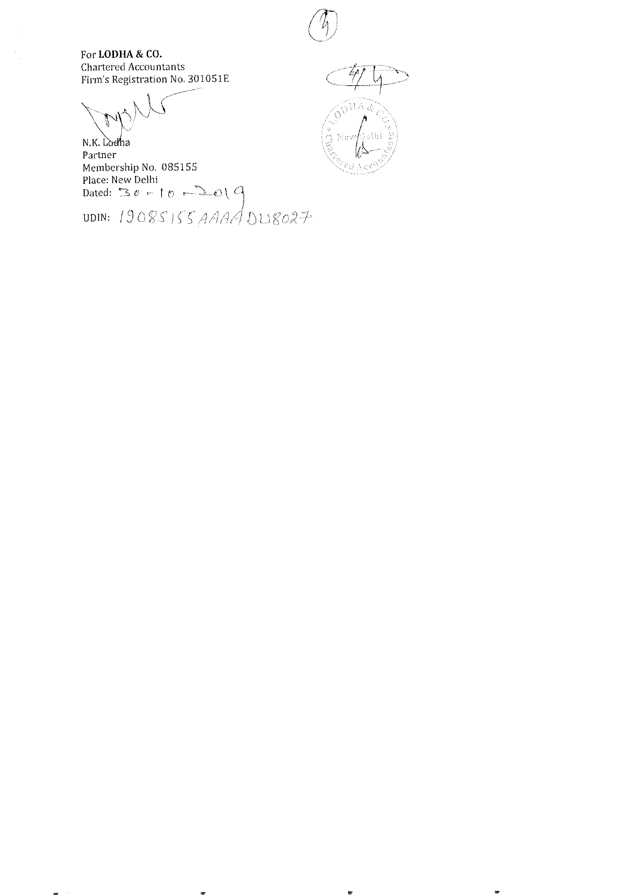**For LODHA & CO.**
Chartered Accountants
Firm's Registration No. 301051E

N.K. Lodha
Partner
Membership No. 085155
Place: New Delhi
Dated: 30-10-2019

UDIN: 19085155AAAADU8027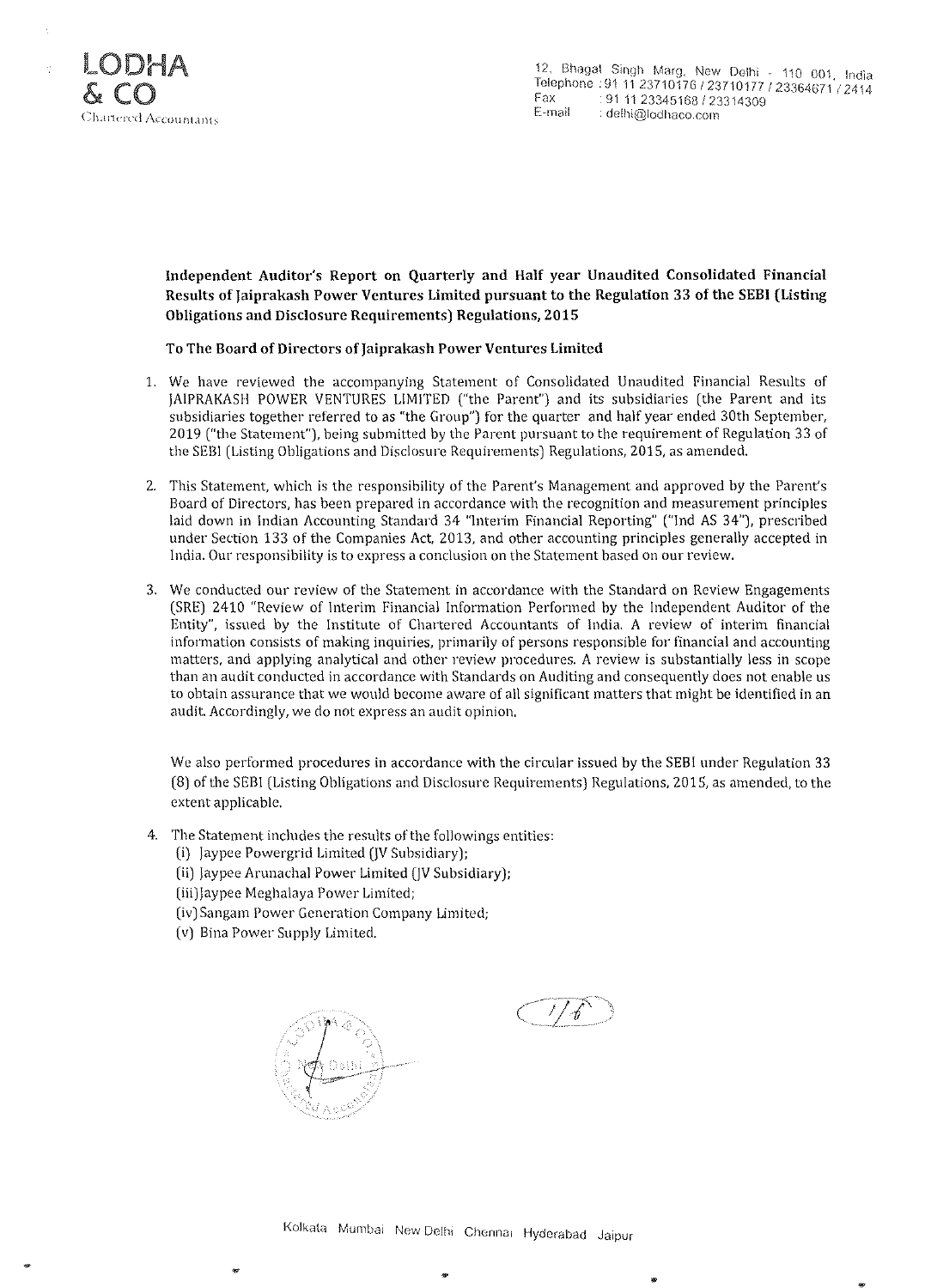**LODHA & CO**
Chartered Accountants

12, Bhagat Singh Marg, New Delhi - 110 001, India
Telephone : 91 11 23710176 / 23710177 / 23364671 / 2414
Fax : 91 11 23345168 / 23314309
E-mail : delhi@lodhaco.com

## Independent Auditor's Report on Quarterly and Half year Unaudited Consolidated Financial Results of Jaiprakash Power Ventures Limited pursuant to the Regulation 33 of the SEBI (Listing Obligations and Disclosure Requirements) Regulations, 2015

**To The Board of Directors of Jaiprakash Power Ventures Limited**

1. We have reviewed the accompanying Statement of Consolidated Unaudited Financial Results of JAIPRAKASH POWER VENTURES LIMITED ("the Parent") and its subsidiaries (the Parent and its subsidiaries together referred to as "the Group") for the quarter and half year ended 30th September, 2019 ("the Statement"), being submitted by the Parent pursuant to the requirement of Regulation 33 of the SEBI (Listing Obligations and Disclosure Requirements) Regulations, 2015, as amended.

2. This Statement, which is the responsibility of the Parent's Management and approved by the Parent's Board of Directors, has been prepared in accordance with the recognition and measurement principles laid down in Indian Accounting Standard 34 "Interim Financial Reporting" ("Ind AS 34"), prescribed under Section 133 of the Companies Act, 2013, and other accounting principles generally accepted in India. Our responsibility is to express a conclusion on the Statement based on our review.

3. We conducted our review of the Statement in accordance with the Standard on Review Engagements (SRE) 2410 "Review of Interim Financial Information Performed by the Independent Auditor of the Entity", issued by the Institute of Chartered Accountants of India. A review of interim financial information consists of making inquiries, primarily of persons responsible for financial and accounting matters, and applying analytical and other review procedures. A review is substantially less in scope than an audit conducted in accordance with Standards on Auditing and consequently does not enable us to obtain assurance that we would become aware of all significant matters that might be identified in an audit. Accordingly, we do not express an audit opinion.

   We also performed procedures in accordance with the circular issued by the SEBI under Regulation 33 (8) of the SEBI (Listing Obligations and Disclosure Requirements) Regulations, 2015, as amended, to the extent applicable.

4. The Statement includes the results of the followings entities:
   (i) Jaypee Powergrid Limited (JV Subsidiary);
   (ii) Jaypee Arunachal Power Limited (JV Subsidiary);
   (iii) Jaypee Meghalaya Power Limited;
   (iv) Sangam Power Generation Company Limited;
   (v) Bina Power Supply Limited.

Kolkata Mumbai New Delhi Chennai Hyderabad Jaipur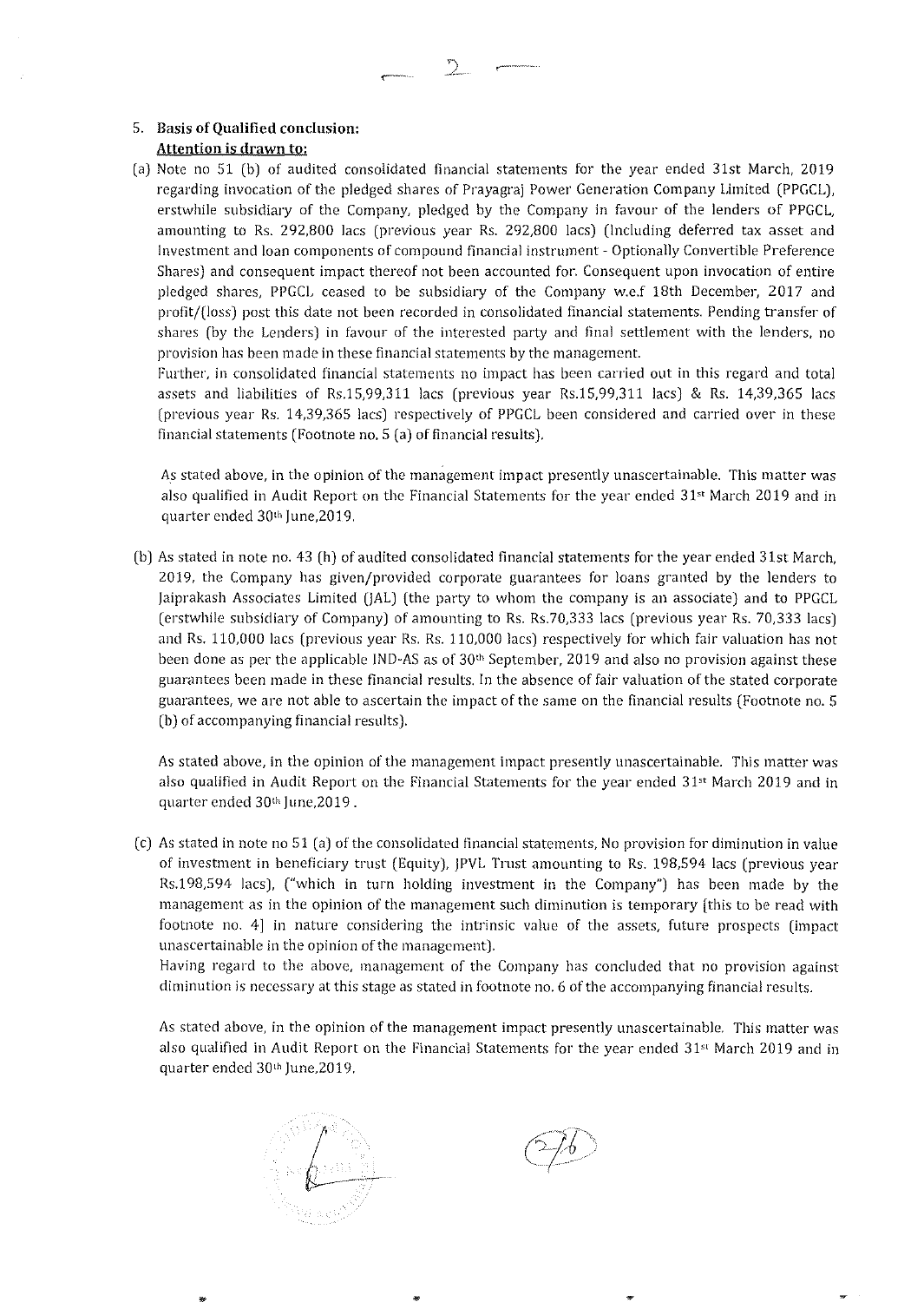5. **Basis of Qualified conclusion:**
   **Attention is drawn to:**

(a) Note no 51 (b) of audited consolidated financial statements for the year ended 31st March, 2019 regarding invocation of the pledged shares of Prayagraj Power Generation Company Limited (PPGCL), erstwhile subsidiary of the Company, pledged by the Company in favour of the lenders of PPGCL amounting to Rs. 292,800 lacs (previous year Rs. 292,800 lacs) (Including deferred tax asset and Investment and loan components of compound financial instrument - Optionally Convertible Preference Shares) and consequent impact thereof not been accounted for. Consequent upon invocation of entire pledged shares, PPGCL ceased to be subsidiary of the Company w.e.f 18th December, 2017 and profit/(loss) post this date not been recorded in consolidated financial statements. Pending transfer of shares (by the Lenders) in favour of the interested party and final settlement with the lenders, no provision has been made in these financial statements by the management.

Further, in consolidated financial statements no impact has been carried out in this regard and total assets and liabilities of Rs.15,99,311 lacs (previous year Rs.15,99,311 lacs) & Rs. 14,39,365 lacs (previous year Rs. 14,39,365 lacs) respectively of PPGCL been considered and carried over in these financial statements (Footnote no. 5 (a) of financial results).

As stated above, in the opinion of the management impact presently unascertainable. This matter was also qualified in Audit Report on the Financial Statements for the year ended 31st March 2019 and in quarter ended 30th June,2019.

(b) As stated in note no. 43 (h) of audited consolidated financial statements for the year ended 31st March, 2019, the Company has given/provided corporate guarantees for loans granted by the lenders to Jaiprakash Associates Limited (JAL) (the party to whom the company is an associate) and to PPGCL (erstwhile subsidiary of Company) of amounting to Rs. Rs.70,333 lacs (previous year Rs. 70,333 lacs) and Rs. 110,000 lacs (previous year Rs. Rs. 110,000 lacs) respectively for which fair valuation has not been done as per the applicable IND-AS as of 30th September, 2019 and also no provision against these guarantees been made in these financial results. In the absence of fair valuation of the stated corporate guarantees, we are not able to ascertain the impact of the same on the financial results (Footnote no. 5 (b) of accompanying financial results).

As stated above, in the opinion of the management impact presently unascertainable. This matter was also qualified in Audit Report on the Financial Statements for the year ended 31st March 2019 and in quarter ended 30th June,2019 .

(c) As stated in note no 51 (a) of the consolidated financial statements, No provision for diminution in value of investment in beneficiary trust (Equity), JPVL Trust amounting to Rs. 198,594 lacs (previous year Rs.198,594 lacs), ("which in turn holding investment in the Company") has been made by the management as in the opinion of the management such diminution is temporary [this to be read with footnote no. 4] in nature considering the intrinsic value of the assets, future prospects (impact unascertainable in the opinion of the management).

Having regard to the above, management of the Company has concluded that no provision against diminution is necessary at this stage as stated in footnote no. 6 of the accompanying financial results.

As stated above, in the opinion of the management impact presently unascertainable. This matter was also qualified in Audit Report on the Financial Statements for the year ended 31st March 2019 and in quarter ended 30th June,2019.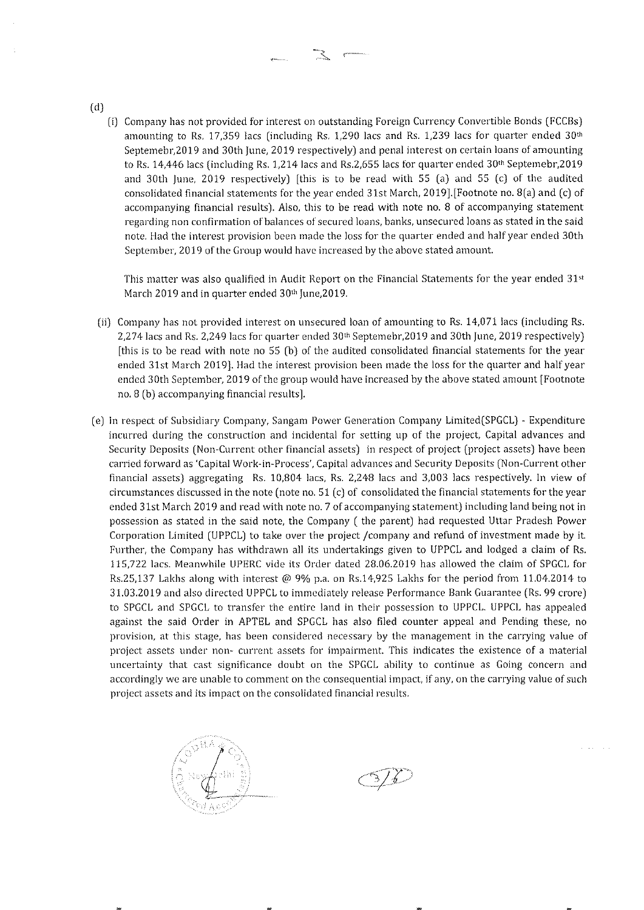(d)

(i) Company has not provided for interest on outstanding Foreign Currency Convertible Bonds (FCCBs) amounting to Rs. 17,359 lacs (including Rs. 1,290 lacs and Rs. 1,239 lacs for quarter ended 30th Septemebr,2019 and 30th June, 2019 respectively) and penal interest on certain loans of amounting to Rs. 14,446 lacs (including Rs. 1,214 lacs and Rs.2,655 lacs for quarter ended 30th Septemebr,2019 and 30th June, 2019 respectively) [this is to be read with 55 (a) and 55 (c) of the audited consolidated financial statements for the year ended 31st March, 2019].[Footnote no. 8(a) and (c) of accompanying financial results). Also, this to be read with note no. 8 of accompanying statement regarding non confirmation of balances of secured loans, banks, unsecured loans as stated in the said note. Had the interest provision been made the loss for the quarter ended and half year ended 30th September, 2019 of the Group would have increased by the above stated amount.

This matter was also qualified in Audit Report on the Financial Statements for the year ended 31st March 2019 and in quarter ended 30th June,2019.

(ii) Company has not provided interest on unsecured loan of amounting to Rs. 14,071 lacs (including Rs. 2,274 lacs and Rs. 2,249 lacs for quarter ended 30th Septemebr,2019 and 30th June, 2019 respectively) [this is to be read with note no 55 (b) of the audited consolidated financial statements for the year ended 31st March 2019]. Had the interest provision been made the loss for the quarter and half year ended 30th September, 2019 of the group would have increased by the above stated amount [Footnote no. 8 (b) accompanying financial results].

(e) In respect of Subsidiary Company, Sangam Power Generation Company Limited(SPGCL) - Expenditure incurred during the construction and incidental for setting up of the project, Capital advances and Security Deposits (Non-Current other financial assets) in respect of project (project assets) have been carried forward as 'Capital Work-in-Process', Capital advances and Security Deposits (Non-Current other financial assets) aggregating Rs. 10,804 lacs, Rs. 2,248 lacs and 3,003 lacs respectively. In view of circumstances discussed in the note (note no. 51 (c) of consolidated the financial statements for the year ended 31st March 2019 and read with note no. 7 of accompanying statement) including land being not in possession as stated in the said note, the Company ( the parent) had requested Uttar Pradesh Power Corporation Limited (UPPCL) to take over the project /company and refund of investment made by it. Further, the Company has withdrawn all its undertakings given to UPPCL and lodged a claim of Rs. 115,722 lacs. Meanwhile UPERC vide its Order dated 28.06.2019 has allowed the claim of SPGCL for Rs.25,137 Lakhs along with interest @ 9% p.a. on Rs.14,925 Lakhs for the period from 11.04.2014 to 31.03.2019 and also directed UPPCL to immediately release Performance Bank Guarantee (Rs. 99 crore) to SPGCL and SPGCL to transfer the entire land in their possession to UPPCL. UPPCL has appealed against the said Order in APTEL and SPGCL has also filed counter appeal and Pending these, no provision, at this stage, has been considered necessary by the management in the carrying value of project assets under non- current assets for impairment. This indicates the existence of a material uncertainty that cast significance doubt on the SPGCL ability to continue as Going concern and accordingly we are unable to comment on the consequential impact, if any, on the carrying value of such project assets and its impact on the consolidated financial results.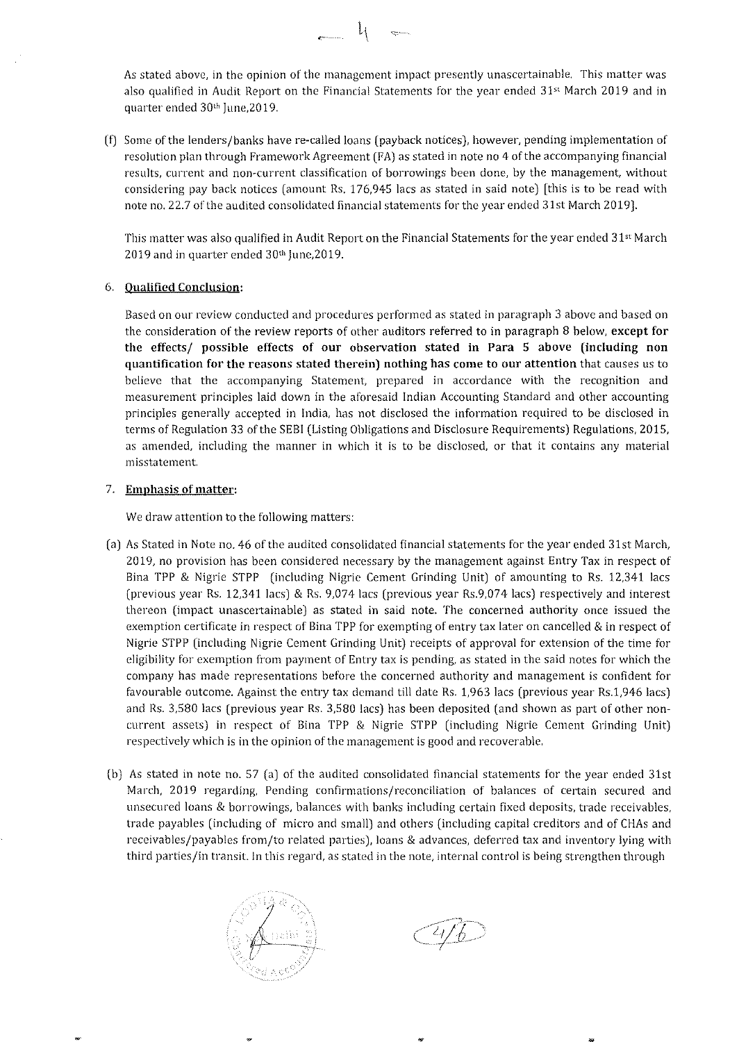As stated above, in the opinion of the management impact presently unascertainable. This matter was also qualified in Audit Report on the Financial Statements for the year ended 31st March 2019 and in quarter ended 30th June,2019.

(f) Some of the lenders/banks have re-called loans (payback notices), however, pending implementation of resolution plan through Framework Agreement (FA) as stated in note no 4 of the accompanying financial results, current and non-current classification of borrowings been done, by the management, without considering pay back notices (amount Rs. 176,945 lacs as stated in said note) [this is to be read with note no. 22.7 of the audited consolidated financial statements for the year ended 31st March 2019].

This matter was also qualified in Audit Report on the Financial Statements for the year ended 31st March 2019 and in quarter ended 30th June,2019.

6. **Qualified Conclusion:**

Based on our review conducted and procedures performed as stated in paragraph 3 above and based on the consideration of the review reports of other auditors referred to in paragraph 8 below, **except for the effects/ possible effects of our observation stated in Para 5 above (including non quantification for the reasons stated therein) nothing has come to our attention** that causes us to believe that the accompanying Statement, prepared in accordance with the recognition and measurement principles laid down in the aforesaid Indian Accounting Standard and other accounting principles generally accepted in India, has not disclosed the information required to be disclosed in terms of Regulation 33 of the SEBI (Listing Obligations and Disclosure Requirements) Regulations, 2015, as amended, including the manner in which it is to be disclosed, or that it contains any material misstatement.

7. **Emphasis of matter:**

We draw attention to the following matters:

(a) As Stated in Note no. 46 of the audited consolidated financial statements for the year ended 31st March, 2019, no provision has been considered necessary by the management against Entry Tax in respect of Bina TPP & Nigrie STPP (including Nigrie Cement Grinding Unit) of amounting to Rs. 12,341 lacs (previous year Rs. 12,341 lacs) & Rs. 9,074 lacs (previous year Rs.9,074 lacs) respectively and interest thereon (impact unascertainable) as stated in said note. The concerned authority once issued the exemption certificate in respect of Bina TPP for exempting of entry tax later on cancelled & in respect of Nigrie STPP (including Nigrie Cement Grinding Unit) receipts of approval for extension of the time for eligibility for exemption from payment of Entry tax is pending, as stated in the said notes for which the company has made representations before the concerned authority and management is confident for favourable outcome. Against the entry tax demand till date Rs. 1,963 lacs (previous year Rs.1,946 lacs) and Rs. 3,580 lacs (previous year Rs. 3,580 lacs) has been deposited (and shown as part of other non-current assets) in respect of Bina TPP & Nigrie STPP (including Nigrie Cement Grinding Unit) respectively which is in the opinion of the management is good and recoverable.

(b) As stated in note no. 57 (a) of the audited consolidated financial statements for the year ended 31st March, 2019 regarding, Pending confirmations/reconciliation of balances of certain secured and unsecured loans & borrowings, balances with banks including certain fixed deposits, trade receivables, trade payables (including of micro and small) and others (including capital creditors and of CHAs and receivables/payables from/to related parties), loans & advances, deferred tax and inventory lying with third parties/in transit. In this regard, as stated in the note, internal control is being strengthen through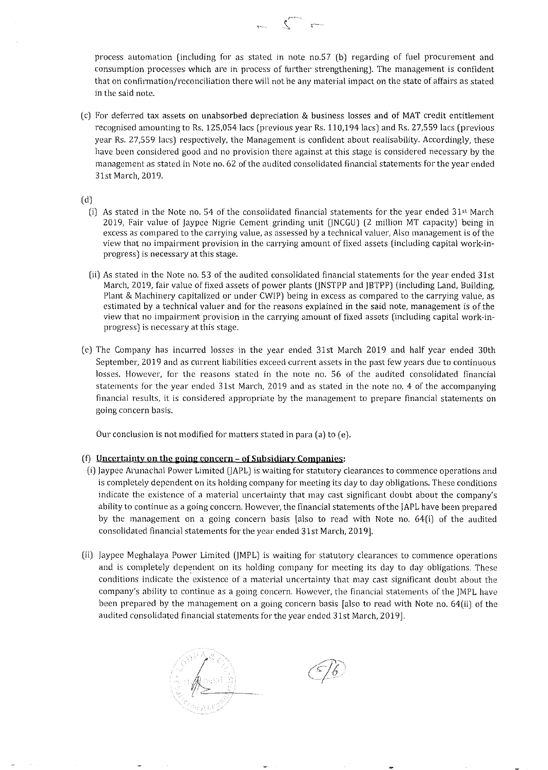process automation (including for as stated in note no.57 (b) regarding of fuel procurement and consumption processes which are in process of further strengthening). The management is confident that on confirmation/reconciliation there will not be any material impact on the state of affairs as stated in the said note.

(c) For deferred tax assets on unabsorbed depreciation & business losses and of MAT credit entitlement recognised amounting to Rs. 125,054 lacs (previous year Rs. 110,194 lacs) and Rs. 27,559 lacs (previous year Rs. 27,559 lacs) respectively, the Management is confident about realisability. Accordingly, these have been considered good and no provision there against at this stage is considered necessary by the management as stated in Note no. 62 of the audited consolidated financial statements for the year ended 31st March, 2019.

(d)

(i) As stated in the Note no. 54 of the consolidated financial statements for the year ended 31st March 2019, Fair value of Jaypee Nigrie Cement grinding unit (JNCGU) (2 million MT capacity) being in excess as compared to the carrying value, as assessed by a technical valuer, Also management is of the view that no impairment provision in the carrying amount of fixed assets (including capital work-in-progress) is necessary at this stage.

(ii) As stated in the Note no. 53 of the audited consolidated financial statements for the year ended 31st March, 2019, fair value of fixed assets of power plants (JNSTPP and JBTPP) (including Land, Building, Plant & Machinery capitalized or under CWIP) being in excess as compared to the carrying value, as estimated by a technical valuer and for the reasons explained in the said note, management is of the view that no impairment provision in the carrying amount of fixed assets (including capital work-in-progress) is necessary at this stage.

(e) The Company has incurred losses in the year ended 31st March 2019 and half year ended 30th September, 2019 and as current liabilities exceed current assets in the past few years due to continuous losses. However, for the reasons stated in the note no. 56 of the audited consolidated financial statements for the year ended 31st March, 2019 and as stated in the note no. 4 of the accompanying financial results, it is considered appropriate by the management to prepare financial statements on going concern basis.

Our conclusion is not modified for matters stated in para (a) to (e).

(f) **Uncertainty on the going concern – of Subsidiary Companies:**

(i) Jaypee Arunachal Power Limited (JAPL) is waiting for statutory clearances to commence operations and is completely dependent on its holding company for meeting its day to day obligations. These conditions indicate the existence of a material uncertainty that may cast significant doubt about the company's ability to continue as a going concern. However, the financial statements of the JAPL have been prepared by the management on a going concern basis [also to read with Note no. 64(i) of the audited consolidated financial statements for the year ended 31st March, 2019].

(ii) Jaypee Meghalaya Power Limited (JMPL) is waiting for statutory clearances to commence operations and is completely dependent on its holding company for meeting its day to day obligations. These conditions indicate the existence of a material uncertainty that may cast significant doubt about the company's ability to continue as a going concern. However, the financial statements of the JMPL have been prepared by the management on a going concern basis [also to read with Note no. 64(ii) of the audited consolidated financial statements for the year ended 31st March, 2019].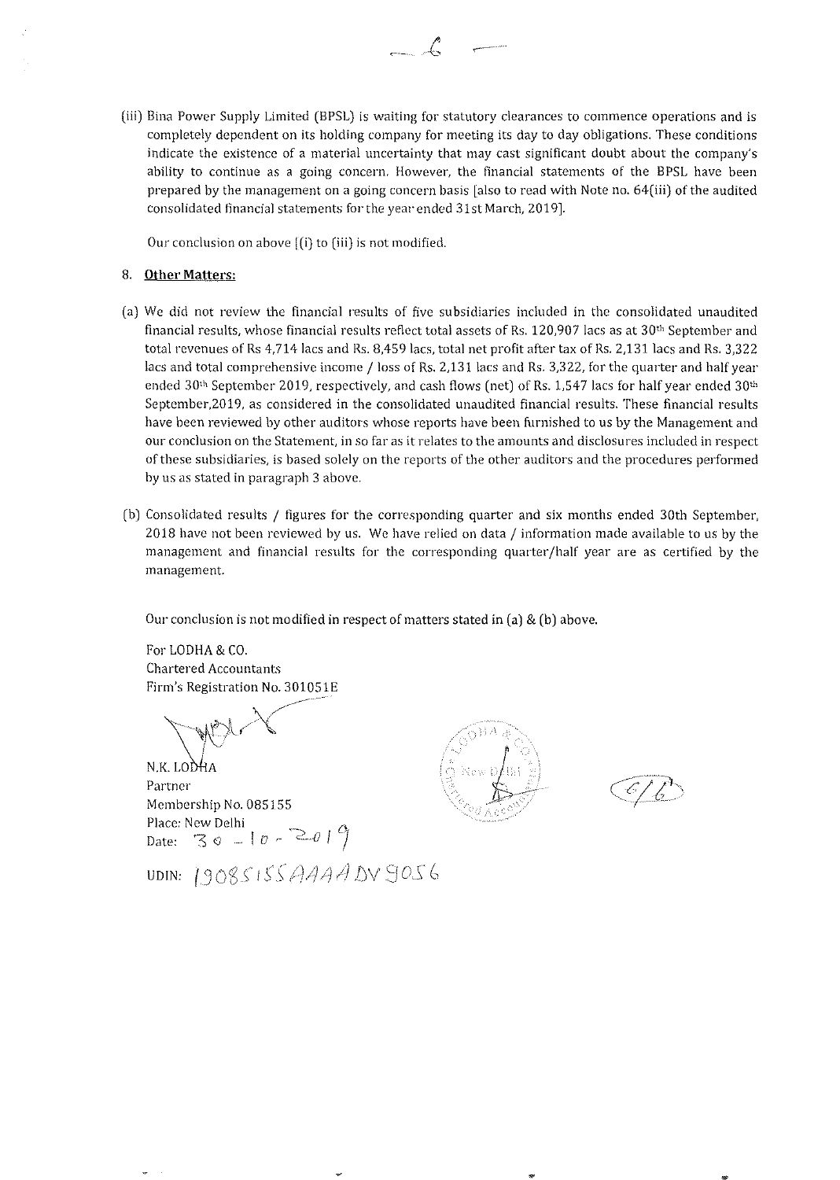(iii) Bina Power Supply Limited (BPSL) is waiting for statutory clearances to commence operations and is completely dependent on its holding company for meeting its day to day obligations. These conditions indicate the existence of a material uncertainty that may cast significant doubt about the company's ability to continue as a going concern. However, the financial statements of the BPSL have been prepared by the management on a going concern basis [also to read with Note no. 64(iii) of the audited consolidated financial statements for the year ended 31st March, 2019].

Our conclusion on above [(i) to (iii) is not modified.

8. **Other Matters:**

(a) We did not review the financial results of five subsidiaries included in the consolidated unaudited financial results, whose financial results reflect total assets of Rs. 120,907 lacs as at 30th September and total revenues of Rs 4,714 lacs and Rs. 8,459 lacs, total net profit after tax of Rs. 2,131 lacs and Rs. 3,322 lacs and total comprehensive income / loss of Rs. 2,131 lacs and Rs. 3,322, for the quarter and half year ended 30th September 2019, respectively, and cash flows (net) of Rs. 1,547 lacs for half year ended 30th September,2019, as considered in the consolidated unaudited financial results. These financial results have been reviewed by other auditors whose reports have been furnished to us by the Management and our conclusion on the Statement, in so far as it relates to the amounts and disclosures included in respect of these subsidiaries, is based solely on the reports of the other auditors and the procedures performed by us as stated in paragraph 3 above.

(b) Consolidated results / figures for the corresponding quarter and six months ended 30th September, 2018 have not been reviewed by us. We have relied on data / information made available to us by the management and financial results for the corresponding quarter/half year are as certified by the management.

Our conclusion is not modified in respect of matters stated in (a) & (b) above.

For LODHA & CO.
Chartered Accountants
Firm's Registration No. 301051E

N.K. LODHA
Partner
Membership No. 085155
Place: New Delhi
Date: 30-10-2019

UDIN: 19085155AAAADV9056